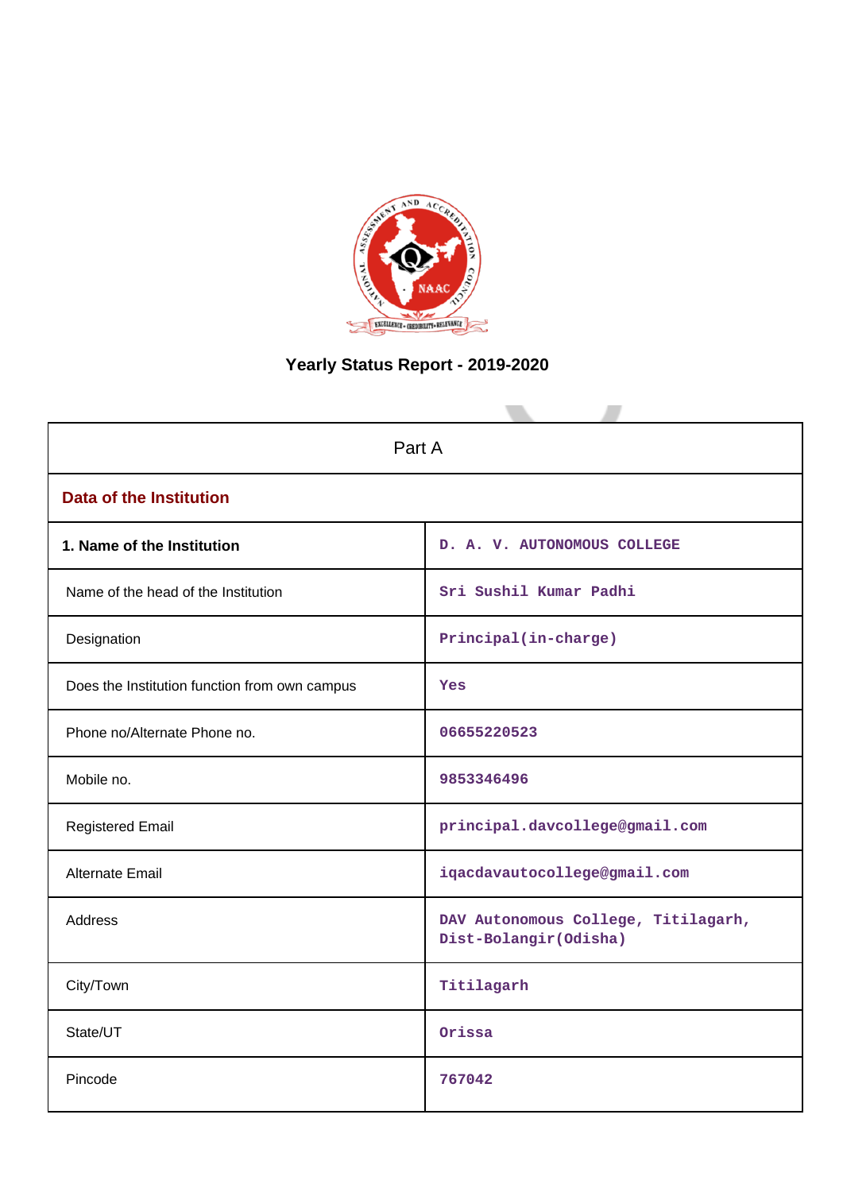# Yearly Status Report - 2019-2020

| Part A | |
|---|---|
| **Data of the Institution** | |
| **1. Name of the Institution** | D. A. V. AUTONOMOUS COLLEGE |
| Name of the head of the Institution | Sri Sushil Kumar Padhi |
| Designation | Principal(in-charge) |
| Does the Institution function from own campus | Yes |
| Phone no/Alternate Phone no. | 06655220523 |
| Mobile no. | 9853346496 |
| Registered Email | principal.davcollege@gmail.com |
| Alternate Email | iqacdavautocollege@gmail.com |
| Address | DAV Autonomous College, Titilagarh, Dist-Bolangir(Odisha) |
| City/Town | Titilagarh |
| State/UT | Orissa |
| Pincode | 767042 |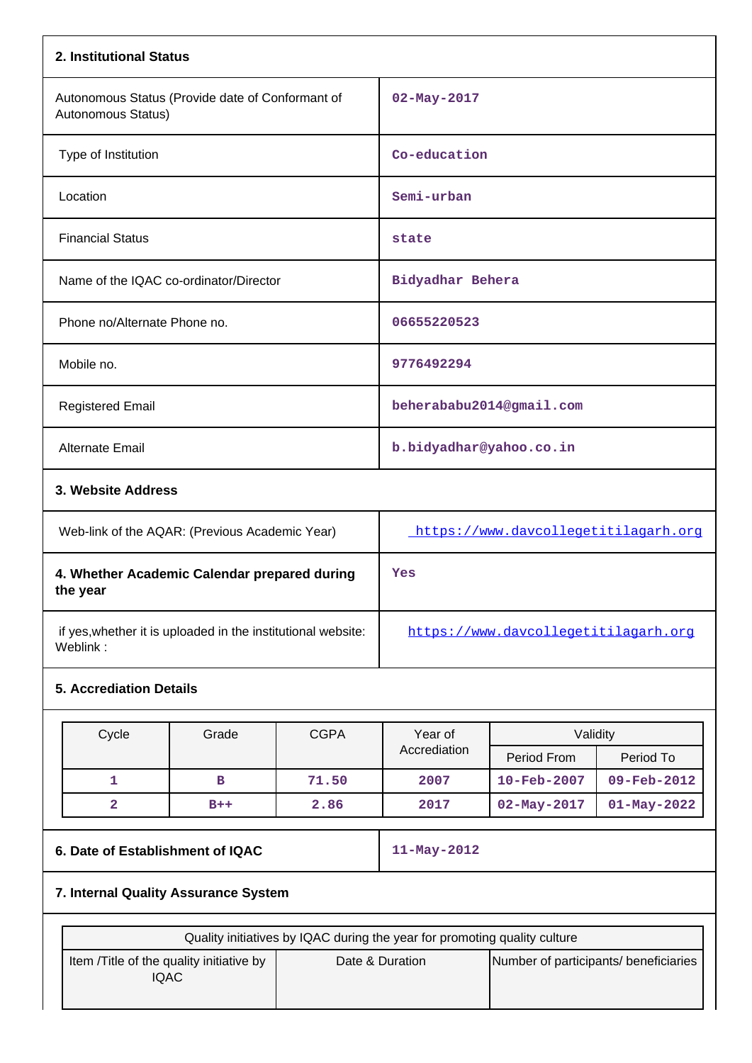## 2. Institutional Status

| | |
|---|---|
| Autonomous Status (Provide date of Conformant of Autonomous Status) | 02-May-2017 |
| Type of Institution | Co-education |
| Location | Semi-urban |
| Financial Status | state |
| Name of the IQAC co-ordinator/Director | Bidyadhar Behera |
| Phone no/Alternate Phone no. | 06655220523 |
| Mobile no. | 9776492294 |
| Registered Email | beherababu2014@gmail.com |
| Alternate Email | b.bidyadhar@yahoo.co.in |

## 3. Website Address

| | |
|---|---|
| Web-link of the AQAR: (Previous Academic Year) | https://www.davcollegetitilagarh.org |

| | |
|---|---|
| **4. Whether Academic Calendar prepared during the year** | Yes |
| if yes,whether it is uploaded in the institutional website: Weblink : | https://www.davcollegetitilagarh.org |

## 5. Accrediation Details

| Cycle | Grade | CGPA | Year of Accrediation | Validity | |
|---|---|---|---|---|---|
| | | | | Period From | Period To |
| 1 | B | 71.50 | 2007 | 10-Feb-2007 | 09-Feb-2012 |
| 2 | B++ | 2.86 | 2017 | 02-May-2017 | 01-May-2022 |

| | |
|---|---|
| **6. Date of Establishment of IQAC** | 11-May-2012 |

## 7. Internal Quality Assurance System

| Quality initiatives by IQAC during the year for promoting quality culture | | |
|---|---|---|
| Item /Title of the quality initiative by IQAC | Date & Duration | Number of participants/ beneficiaries |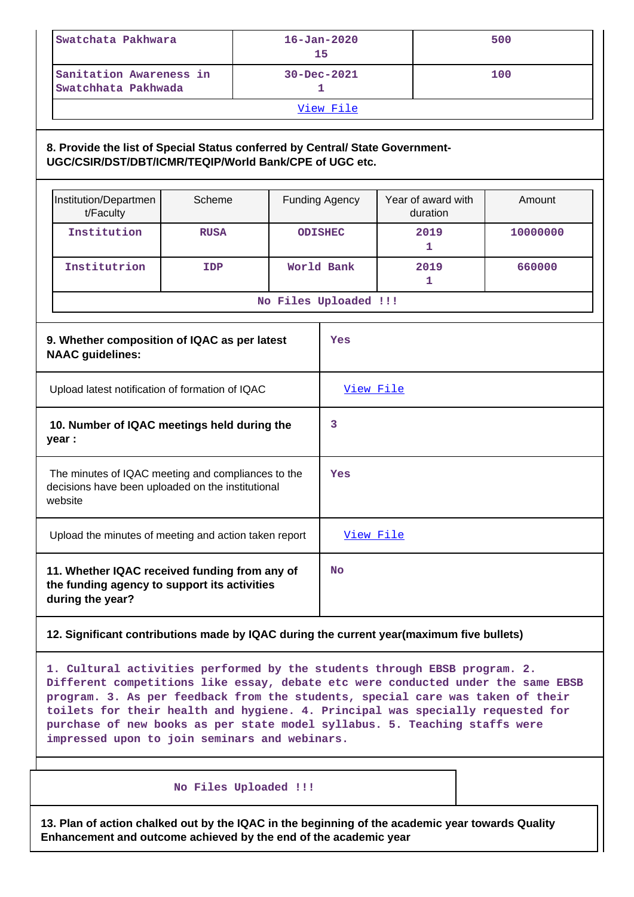| | | |
|---|---|---|
| Swatchata Pakhwara | 16-Jan-2020<br>15 | 500 |
| Sanitation Awareness in Swatchhata Pakhwada | 30-Dec-2021<br>1 | 100 |
| View File | | |

**8. Provide the list of Special Status conferred by Central/ State Government- UGC/CSIR/DST/DBT/ICMR/TEQIP/World Bank/CPE of UGC etc.**

| Institution/Department/Faculty | Scheme | Funding Agency | Year of award with duration | Amount |
|---|---|---|---|---|
| Institution | RUSA | ODISHEC | 2019<br>1 | 10000000 |
| Institutrion | IDP | World Bank | 2019<br>1 | 660000 |
| No Files Uploaded !!! | | | | |

| | |
|---|---|
| **9. Whether composition of IQAC as per latest NAAC guidelines:** | Yes |
| Upload latest notification of formation of IQAC | View File |
| **10. Number of IQAC meetings held during the year :** | 3 |
| The minutes of IQAC meeting and compliances to the decisions have been uploaded on the institutional website | Yes |
| Upload the minutes of meeting and action taken report | View File |
| **11. Whether IQAC received funding from any of the funding agency to support its activities during the year?** | No |

**12. Significant contributions made by IQAC during the current year(maximum five bullets)**

1. Cultural activities performed by the students through EBSB program. 2. Different competitions like essay, debate etc were conducted under the same EBSB program. 3. As per feedback from the students, special care was taken of their toilets for their health and hygiene. 4. Principal was specially requested for purchase of new books as per state model syllabus. 5. Teaching staffs were impressed upon to join seminars and webinars.

No Files Uploaded !!!

**13. Plan of action chalked out by the IQAC in the beginning of the academic year towards Quality Enhancement and outcome achieved by the end of the academic year**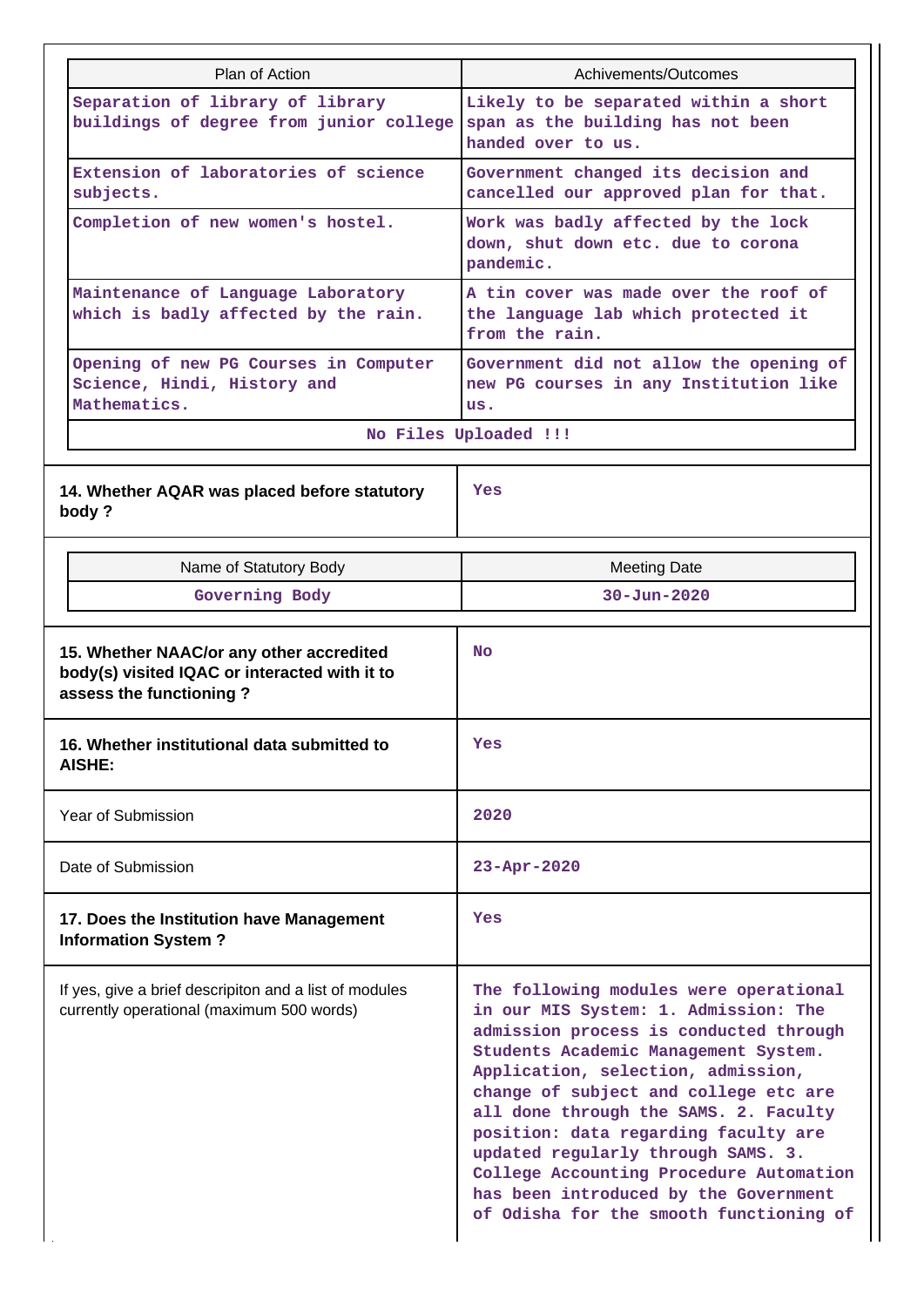| Plan of Action | Achivements/Outcomes |
|---|---|
| Separation of library of library buildings of degree from junior college | Likely to be separated within a short span as the building has not been handed over to us. |
| Extension of laboratories of science subjects. | Government changed its decision and cancelled our approved plan for that. |
| Completion of new women's hostel. | Work was badly affected by the lock down, shut down etc. due to corona pandemic. |
| Maintenance of Language Laboratory which is badly affected by the rain. | A tin cover was made over the roof of the language lab which protected it from the rain. |
| Opening of new PG Courses in Computer Science, Hindi, History and Mathematics. | Government did not allow the opening of new PG courses in any Institution like us. |

No Files Uploaded !!!

| | |
|---|---|
| **14. Whether AQAR was placed before statutory body ?** | Yes |

| Name of Statutory Body | Meeting Date |
|---|---|
| Governing Body | 30-Jun-2020 |

| | |
|---|---|
| **15. Whether NAAC/or any other accredited body(s) visited IQAC or interacted with it to assess the functioning ?** | No |
| **16. Whether institutional data submitted to AISHE:** | Yes |
| Year of Submission | 2020 |
| Date of Submission | 23-Apr-2020 |
| **17. Does the Institution have Management Information System ?** | Yes |
| If yes, give a brief descripiton and a list of modules currently operational (maximum 500 words) | The following modules were operational in our MIS System: 1. Admission: The admission process is conducted through Students Academic Management System. Application, selection, admission, change of subject and college etc are all done through the SAMS. 2. Faculty position: data regarding faculty are updated regularly through SAMS. 3. College Accounting Procedure Automation has been introduced by the Government of Odisha for the smooth functioning of |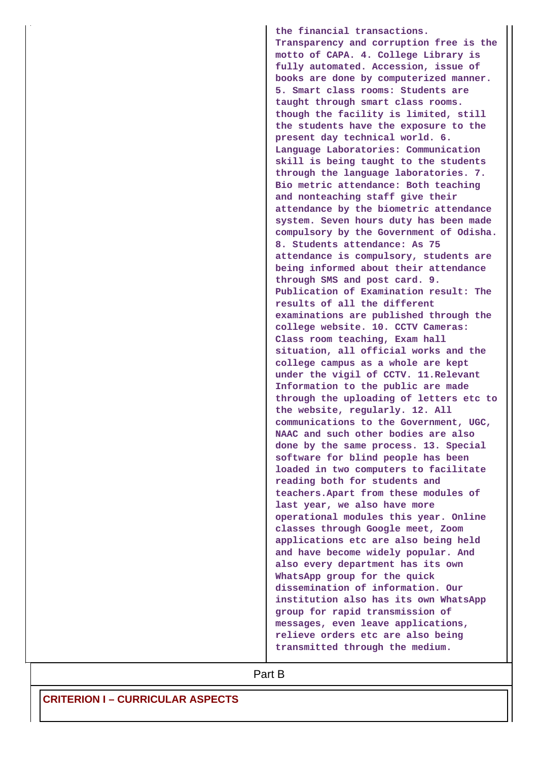| | |
|---|---|
| | the financial transactions. Transparency and corruption free is the motto of CAPA. 4. College Library is fully automated. Accession, issue of books are done by computerized manner. 5. Smart class rooms: Students are taught through smart class rooms. though the facility is limited, still the students have the exposure to the present day technical world. 6. Language Laboratories: Communication skill is being taught to the students through the language laboratories. 7. Bio metric attendance: Both teaching and nonteaching staff give their attendance by the biometric attendance system. Seven hours duty has been made compulsory by the Government of Odisha. 8. Students attendance: As 75 attendance is compulsory, students are being informed about their attendance through SMS and post card. 9. Publication of Examination result: The results of all the different examinations are published through the college website. 10. CCTV Cameras: Class room teaching, Exam hall situation, all official works and the college campus as a whole are kept under the vigil of CCTV. 11.Relevant Information to the public are made through the uploading of letters etc to the website, regularly. 12. All communications to the Government, UGC, NAAC and such other bodies are also done by the same process. 13. Special software for blind people has been loaded in two computers to facilitate reading both for students and teachers.Apart from these modules of last year, we also have more operational modules this year. Online classes through Google meet, Zoom applications etc are also being held and have become widely popular. And also every department has its own WhatsApp group for the quick dissemination of information. Our institution also has its own WhatsApp group for rapid transmission of messages, even leave applications, relieve orders etc are also being transmitted through the medium. |

Part B

**CRITERION I – CURRICULAR ASPECTS**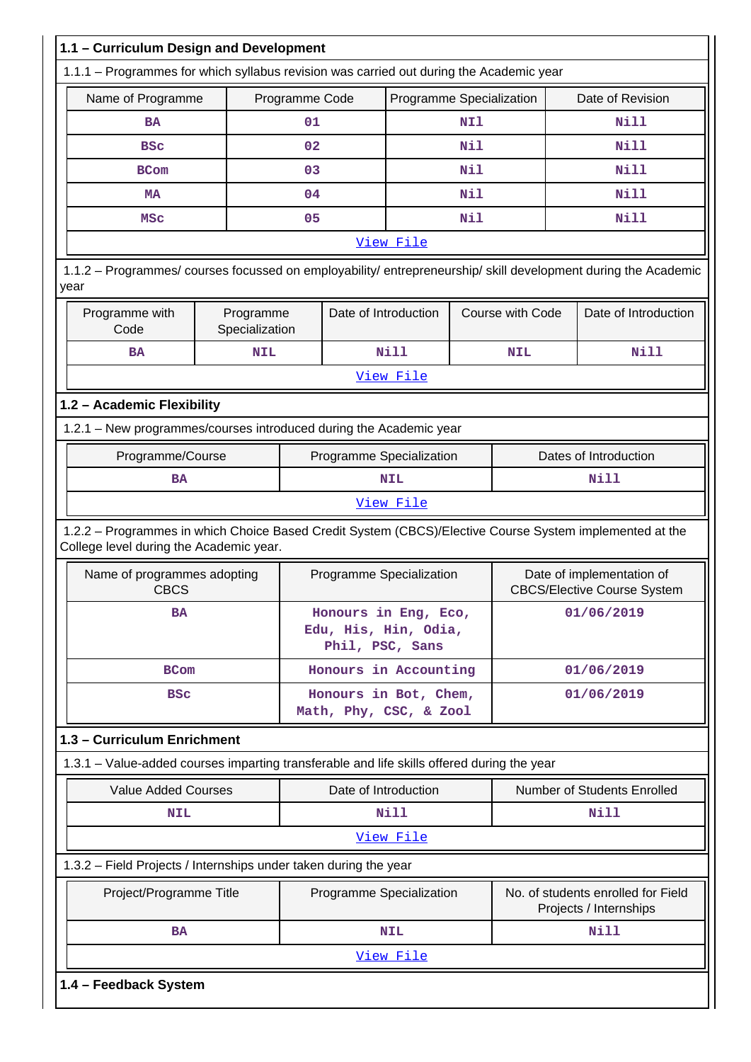## 1.1 – Curriculum Design and Development

1.1.1 – Programmes for which syllabus revision was carried out during the Academic year

| Name of Programme | Programme Code | Programme Specialization | Date of Revision |
|---|---|---|---|
| BA | 01 | NIl | Nill |
| BSc | 02 | Nil | Nill |
| BCom | 03 | Nil | Nill |
| MA | 04 | Nil | Nill |
| MSc | 05 | Nil | Nill |

View File

1.1.2 – Programmes/ courses focussed on employability/ entrepreneurship/ skill development during the Academic year

| Programme with Code | Programme Specialization | Date of Introduction | Course with Code | Date of Introduction |
|---|---|---|---|---|
| BA | NIL | Nill | NIL | Nill |

View File

## 1.2 – Academic Flexibility

1.2.1 – New programmes/courses introduced during the Academic year

| Programme/Course | Programme Specialization | Dates of Introduction |
|---|---|---|
| BA | NIL | Nill |

View File

1.2.2 – Programmes in which Choice Based Credit System (CBCS)/Elective Course System implemented at the College level during the Academic year.

| Name of programmes adopting CBCS | Programme Specialization | Date of implementation of CBCS/Elective Course System |
|---|---|---|
| BA | Honours in Eng, Eco, Edu, His, Hin, Odia, Phil, PSC, Sans | 01/06/2019 |
| BCom | Honours in Accounting | 01/06/2019 |
| BSc | Honours in Bot, Chem, Math, Phy, CSC, & Zool | 01/06/2019 |

## 1.3 – Curriculum Enrichment

1.3.1 – Value-added courses imparting transferable and life skills offered during the year

| Value Added Courses | Date of Introduction | Number of Students Enrolled |
|---|---|---|
| NIL | Nill | Nill |

View File

1.3.2 – Field Projects / Internships under taken during the year

| Project/Programme Title | Programme Specialization | No. of students enrolled for Field Projects / Internships |
|---|---|---|
| BA | NIL | Nill |

View File

## 1.4 – Feedback System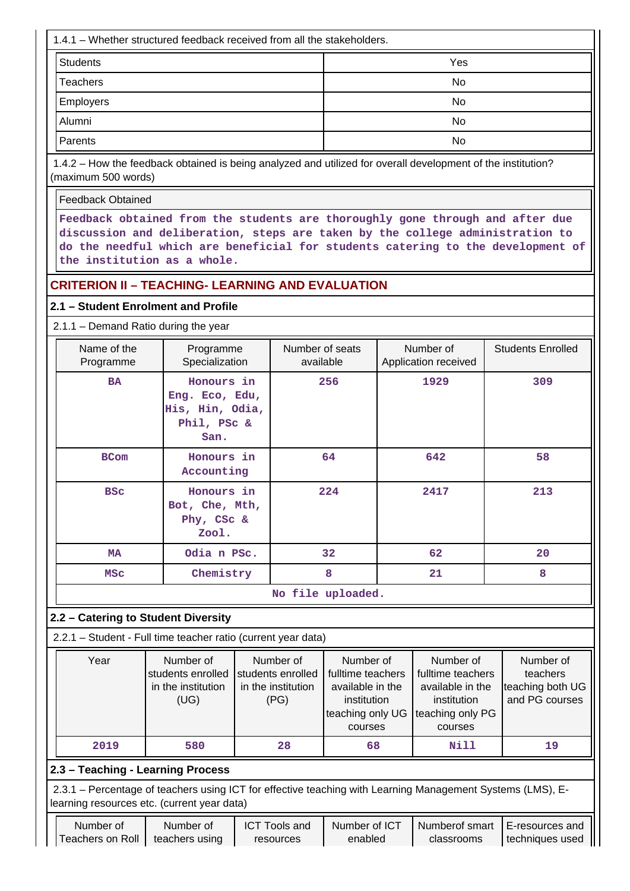1.4.1 – Whether structured feedback received from all the stakeholders.

| | |
|---|---|
| Students | Yes |
| Teachers | No |
| Employers | No |
| Alumni | No |
| Parents | No |

1.4.2 – How the feedback obtained is being analyzed and utilized for overall development of the institution? (maximum 500 words)

Feedback Obtained

**Feedback obtained from the students are thoroughly gone through and after due discussion and deliberation, steps are taken by the college administration to do the needful which are beneficial for students catering to the development of the institution as a whole.**

## CRITERION II – TEACHING- LEARNING AND EVALUATION

### 2.1 – Student Enrolment and Profile

2.1.1 – Demand Ratio during the year

| Name of the Programme | Programme Specialization | Number of seats available | Number of Application received | Students Enrolled |
|---|---|---|---|---|
| BA | Honours in Eng. Eco, Edu, His, Hin, Odia, Phil, PSc & San. | 256 | 1929 | 309 |
| BCom | Honours in Accounting | 64 | 642 | 58 |
| BSc | Honours in Bot, Che, Mth, Phy, CSc & Zool. | 224 | 2417 | 213 |
| MA | Odia n PSc. | 32 | 62 | 20 |
| MSc | Chemistry | 8 | 21 | 8 |

No file uploaded.

### 2.2 – Catering to Student Diversity

2.2.1 – Student - Full time teacher ratio (current year data)

| Year | Number of students enrolled in the institution (UG) | Number of students enrolled in the institution (PG) | Number of fulltime teachers available in the institution teaching only UG courses | Number of fulltime teachers available in the institution teaching only PG courses | Number of teachers teaching both UG and PG courses |
|---|---|---|---|---|---|
| 2019 | 580 | 28 | 68 | Nill | 19 |

### 2.3 – Teaching - Learning Process

2.3.1 – Percentage of teachers using ICT for effective teaching with Learning Management Systems (LMS), E-learning resources etc. (current year data)

| Number of Teachers on Roll | Number of teachers using | ICT Tools and resources | Number of ICT enabled | Numberof smart classrooms | E-resources and techniques used |
|---|---|---|---|---|---|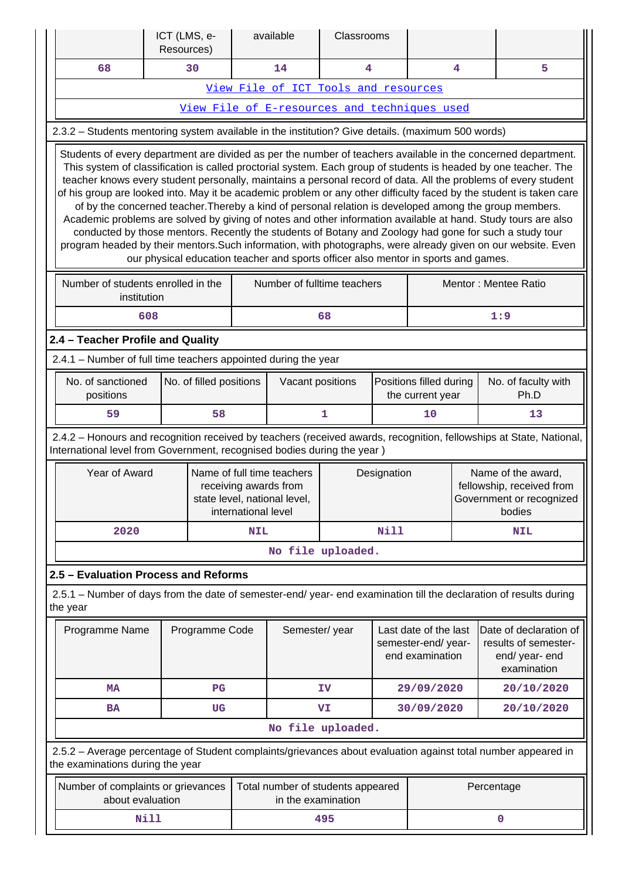| | ICT (LMS, e-Resources) | available | Classrooms | | |
|---|---|---|---|---|---|
| 68 | 30 | 14 | 4 | 4 | 5 |

View File of ICT Tools and resources

View File of E-resources and techniques used

2.3.2 – Students mentoring system available in the institution? Give details. (maximum 500 words)

Students of every department are divided as per the number of teachers available in the concerned department. This system of classification is called proctorial system. Each group of students is headed by one teacher. The teacher knows every student personally, maintains a personal record of data. All the problems of every student of his group are looked into. May it be academic problem or any other difficulty faced by the student is taken care of by the concerned teacher.Thereby a kind of personal relation is developed among the group members. Academic problems are solved by giving of notes and other information available at hand. Study tours are also conducted by those mentors. Recently the students of Botany and Zoology had gone for such a study tour program headed by their mentors.Such information, with photographs, were already given on our website. Even our physical education teacher and sports officer also mentor in sports and games.

| Number of students enrolled in the institution | Number of fulltime teachers | Mentor : Mentee Ratio |
|---|---|---|
| 608 | 68 | 1:9 |

## 2.4 – Teacher Profile and Quality

2.4.1 – Number of full time teachers appointed during the year

| No. of sanctioned positions | No. of filled positions | Vacant positions | Positions filled during the current year | No. of faculty with Ph.D |
|---|---|---|---|---|
| 59 | 58 | 1 | 10 | 13 |

2.4.2 – Honours and recognition received by teachers (received awards, recognition, fellowships at State, National, International level from Government, recognised bodies during the year )

| Year of Award | Name of full time teachers receiving awards from state level, national level, international level | Designation | Name of the award, fellowship, received from Government or recognized bodies |
|---|---|---|---|
| 2020 | NIL | Nill | NIL |

No file uploaded.

## 2.5 – Evaluation Process and Reforms

2.5.1 – Number of days from the date of semester-end/ year- end examination till the declaration of results during the year

| Programme Name | Programme Code | Semester/ year | Last date of the last semester-end/ year- end examination | Date of declaration of results of semester-end/ year- end examination |
|---|---|---|---|---|
| MA | PG | IV | 29/09/2020 | 20/10/2020 |
| BA | UG | VI | 30/09/2020 | 20/10/2020 |

No file uploaded.

2.5.2 – Average percentage of Student complaints/grievances about evaluation against total number appeared in the examinations during the year

| Number of complaints or grievances about evaluation | Total number of students appeared in the examination | Percentage |
|---|---|---|
| Nill | 495 | 0 |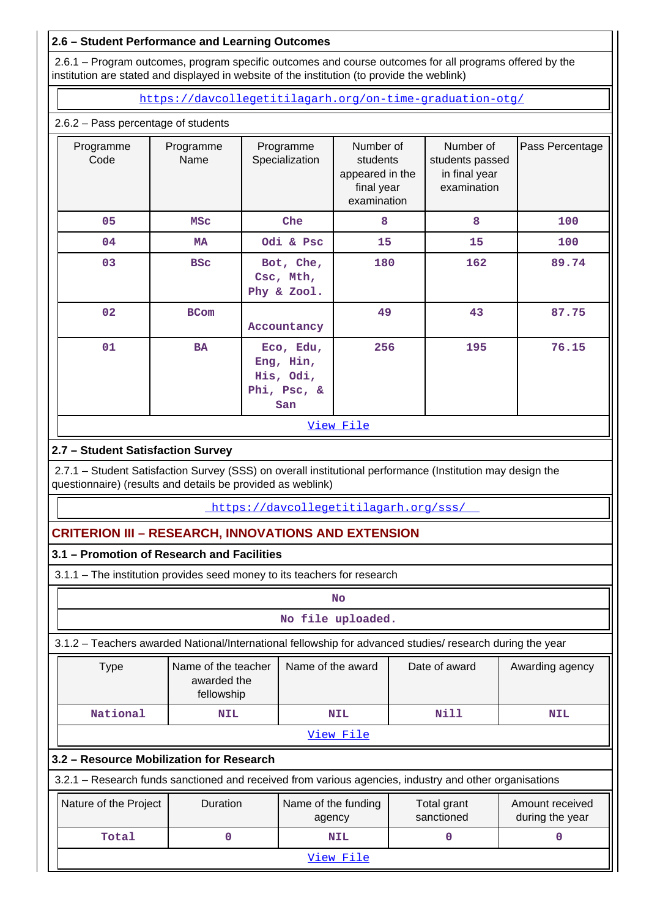### 2.6 – Student Performance and Learning Outcomes

2.6.1 – Program outcomes, program specific outcomes and course outcomes for all programs offered by the institution are stated and displayed in website of the institution (to provide the weblink)

https://davcollegetitilagarh.org/on-time-graduation-otg/

2.6.2 – Pass percentage of students

| Programme Code | Programme Name | Programme Specialization | Number of students appeared in the final year examination | Number of students passed in final year examination | Pass Percentage |
|---|---|---|---|---|---|
| 05 | MSc | Che | 8 | 8 | 100 |
| 04 | MA | Odi & Psc | 15 | 15 | 100 |
| 03 | BSc | Bot, Che, Csc, Mth, Phy & Zool. | 180 | 162 | 89.74 |
| 02 | BCom | Accountancy | 49 | 43 | 87.75 |
| 01 | BA | Eco, Edu, Eng, Hin, His, Odi, Phi, Psc, & San | 256 | 195 | 76.15 |

View File

### 2.7 – Student Satisfaction Survey

2.7.1 – Student Satisfaction Survey (SSS) on overall institutional performance (Institution may design the questionnaire) (results and details be provided as weblink)

https://davcollegetitilagarh.org/sss/

## CRITERION III – RESEARCH, INNOVATIONS AND EXTENSION

### 3.1 – Promotion of Research and Facilities

3.1.1 – The institution provides seed money to its teachers for research

No

No file uploaded.

3.1.2 – Teachers awarded National/International fellowship for advanced studies/ research during the year

| Type | Name of the teacher awarded the fellowship | Name of the award | Date of award | Awarding agency |
|---|---|---|---|---|
| National | NIL | NIL | Nill | NIL |

View File

### 3.2 – Resource Mobilization for Research

3.2.1 – Research funds sanctioned and received from various agencies, industry and other organisations

| Nature of the Project | Duration | Name of the funding agency | Total grant sanctioned | Amount received during the year |
|---|---|---|---|---|
| Total | 0 | NIL | 0 | 0 |

View File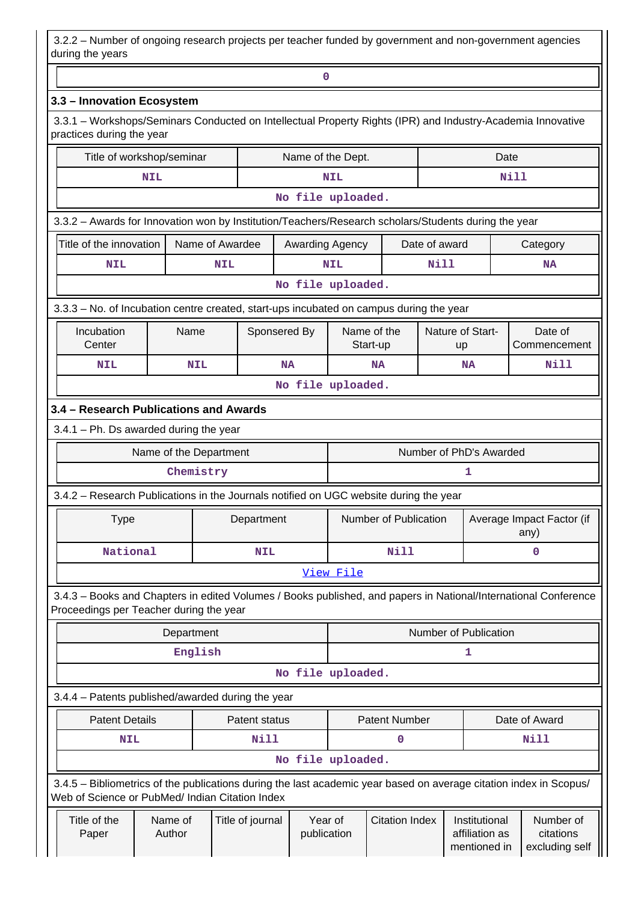3.2.2 – Number of ongoing research projects per teacher funded by government and non-government agencies during the years

| |
|---|
| 0 |

### 3.3 – Innovation Ecosystem

3.3.1 – Workshops/Seminars Conducted on Intellectual Property Rights (IPR) and Industry-Academia Innovative practices during the year

| Title of workshop/seminar | Name of the Dept. | Date |
|---|---|---|
| NIL | NIL | Nill |
| No file uploaded. | | |

3.3.2 – Awards for Innovation won by Institution/Teachers/Research scholars/Students during the year

| Title of the innovation | Name of Awardee | Awarding Agency | Date of award | Category |
|---|---|---|---|---|
| NIL | NIL | NIL | Nill | NA |
| No file uploaded. | | | | |

3.3.3 – No. of Incubation centre created, start-ups incubated on campus during the year

| Incubation Center | Name | Sponsered By | Name of the Start-up | Nature of Start-up | Date of Commencement |
|---|---|---|---|---|---|
| NIL | NIL | NA | NA | NA | Nill |
| No file uploaded. | | | | | |

### 3.4 – Research Publications and Awards

3.4.1 – Ph. Ds awarded during the year

| Name of the Department | Number of PhD's Awarded |
|---|---|
| Chemistry | 1 |

3.4.2 – Research Publications in the Journals notified on UGC website during the year

| Type | Department | Number of Publication | Average Impact Factor (if any) |
|---|---|---|---|
| National | NIL | Nill | 0 |
| View File | | | |

3.4.3 – Books and Chapters in edited Volumes / Books published, and papers in National/International Conference Proceedings per Teacher during the year

| Department | Number of Publication |
|---|---|
| English | 1 |
| No file uploaded. | |

3.4.4 – Patents published/awarded during the year

| Patent Details | Patent status | Patent Number | Date of Award |
|---|---|---|---|
| NIL | Nill | 0 | Nill |
| No file uploaded. | | | |

3.4.5 – Bibliometrics of the publications during the last academic year based on average citation index in Scopus/ Web of Science or PubMed/ Indian Citation Index

| Title of the Paper | Name of Author | Title of journal | Year of publication | Citation Index | Institutional affiliation as mentioned in | Number of citations excluding self |
|---|---|---|---|---|---|---|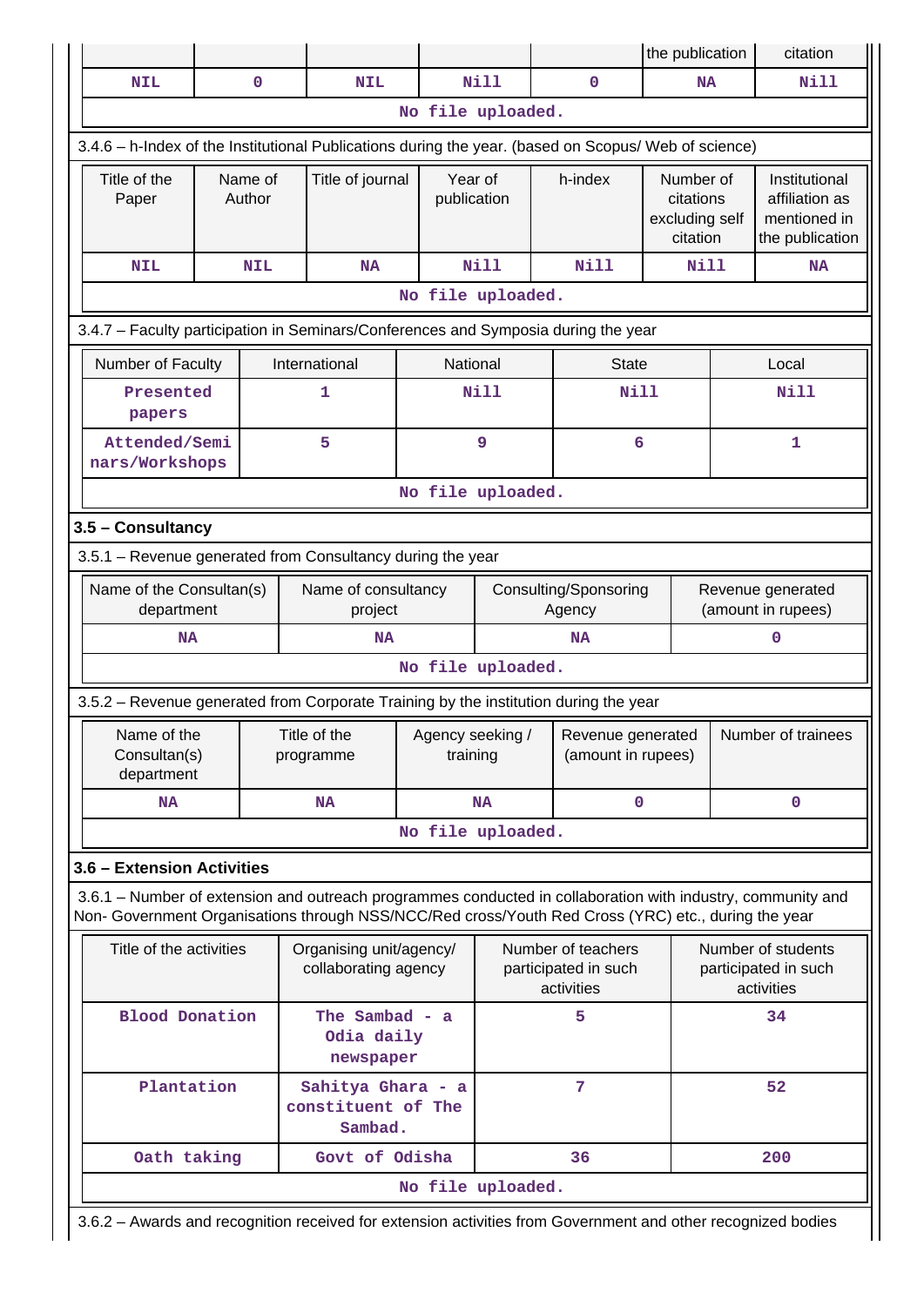| | | | | | the publication | citation |
|---|---|---|---|---|---|---|
| NIL | 0 | NIL | Nill | 0 | NA | Nill |

No file uploaded.

3.4.6 – h-Index of the Institutional Publications during the year. (based on Scopus/ Web of science)

| Title of the Paper | Name of Author | Title of journal | Year of publication | h-index | Number of citations excluding self citation | Institutional affiliation as mentioned in the publication |
|---|---|---|---|---|---|---|
| NIL | NIL | NA | Nill | Nill | Nill | NA |

No file uploaded.

3.4.7 – Faculty participation in Seminars/Conferences and Symposia during the year

| Number of Faculty | International | National | State | Local |
|---|---|---|---|---|
| Presented papers | 1 | Nill | Nill | Nill |
| Attended/Seminars/Workshops | 5 | 9 | 6 | 1 |

No file uploaded.

### 3.5 – Consultancy

3.5.1 – Revenue generated from Consultancy during the year

| Name of the Consultan(s) department | Name of consultancy project | Consulting/Sponsoring Agency | Revenue generated (amount in rupees) |
|---|---|---|---|
| NA | NA | NA | 0 |

No file uploaded.

3.5.2 – Revenue generated from Corporate Training by the institution during the year

| Name of the Consultan(s) department | Title of the programme | Agency seeking / training | Revenue generated (amount in rupees) | Number of trainees |
|---|---|---|---|---|
| NA | NA | NA | 0 | 0 |

No file uploaded.

### 3.6 – Extension Activities

3.6.1 – Number of extension and outreach programmes conducted in collaboration with industry, community and Non- Government Organisations through NSS/NCC/Red cross/Youth Red Cross (YRC) etc., during the year

| Title of the activities | Organising unit/agency/ collaborating agency | Number of teachers participated in such activities | Number of students participated in such activities |
|---|---|---|---|
| Blood Donation | The Sambad - a Odia daily newspaper | 5 | 34 |
| Plantation | Sahitya Ghara - a constituent of The Sambad. | 7 | 52 |
| Oath taking | Govt of Odisha | 36 | 200 |

No file uploaded.

3.6.2 – Awards and recognition received for extension activities from Government and other recognized bodies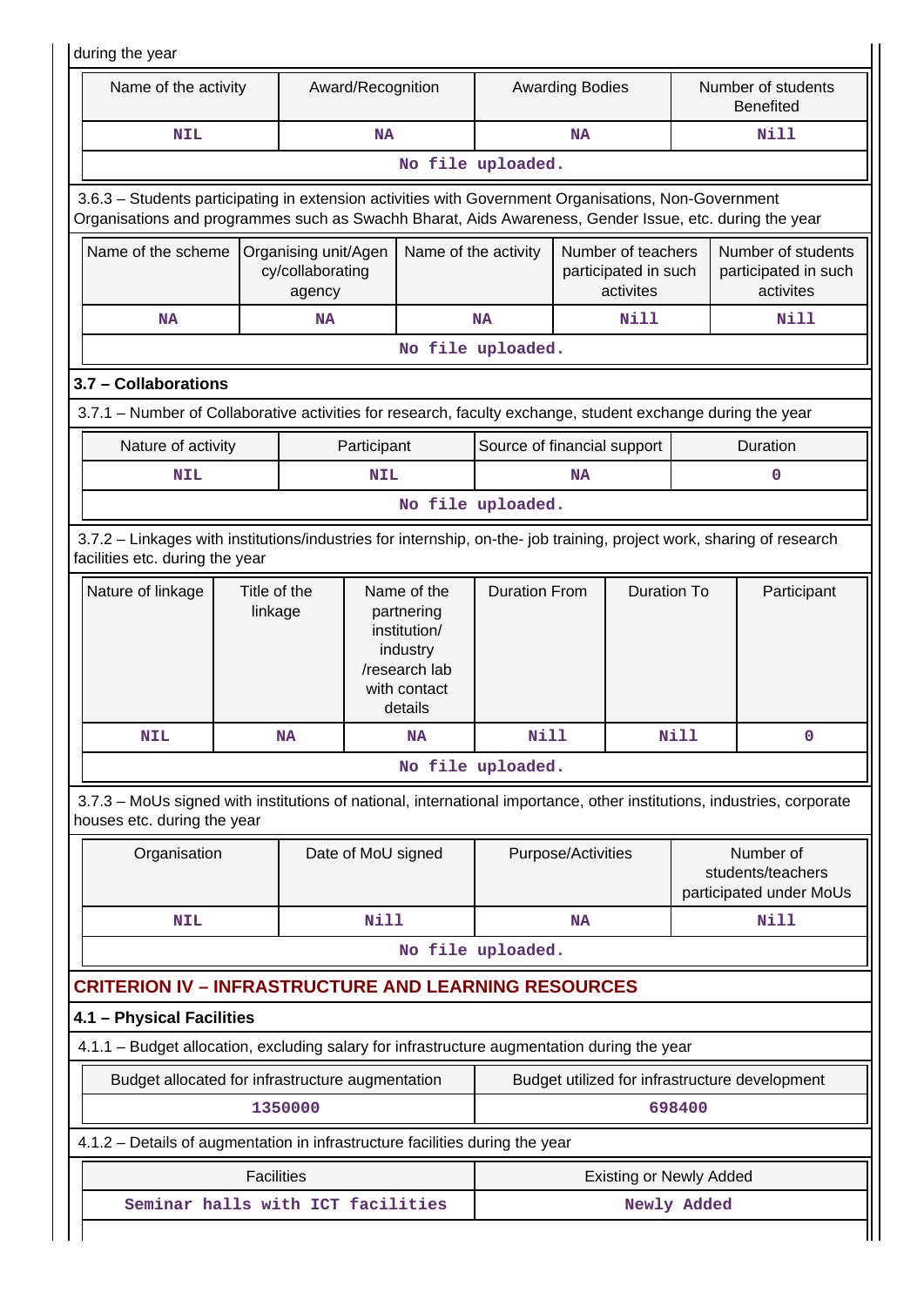during the year

| Name of the activity | Award/Recognition | Awarding Bodies | Number of students Benefited |
|---|---|---|---|
| NIL | NA | NA | Nill |
| No file uploaded. | | | |

3.6.3 – Students participating in extension activities with Government Organisations, Non-Government Organisations and programmes such as Swachh Bharat, Aids Awareness, Gender Issue, etc. during the year

| Name of the scheme | Organising unit/Agency/collaborating agency | Name of the activity | Number of teachers participated in such activites | Number of students participated in such activites |
|---|---|---|---|---|
| NA | NA | NA | Nill | Nill |
| No file uploaded. | | | | |

### 3.7 – Collaborations

3.7.1 – Number of Collaborative activities for research, faculty exchange, student exchange during the year

| Nature of activity | Participant | Source of financial support | Duration |
|---|---|---|---|
| NIL | NIL | NA | 0 |
| No file uploaded. | | | |

3.7.2 – Linkages with institutions/industries for internship, on-the- job training, project work, sharing of research facilities etc. during the year

| Nature of linkage | Title of the linkage | Name of the partnering institution/ industry /research lab with contact details | Duration From | Duration To | Participant |
|---|---|---|---|---|---|
| NIL | NA | NA | Nill | Nill | 0 |
| No file uploaded. | | | | | |

3.7.3 – MoUs signed with institutions of national, international importance, other institutions, industries, corporate houses etc. during the year

| Organisation | Date of MoU signed | Purpose/Activities | Number of students/teachers participated under MoUs |
|---|---|---|---|
| NIL | Nill | NA | Nill |
| No file uploaded. | | | |

## CRITERION IV – INFRASTRUCTURE AND LEARNING RESOURCES

### 4.1 – Physical Facilities

4.1.1 – Budget allocation, excluding salary for infrastructure augmentation during the year

| Budget allocated for infrastructure augmentation | Budget utilized for infrastructure development |
|---|---|
| 1350000 | 698400 |

4.1.2 – Details of augmentation in infrastructure facilities during the year

| Facilities | Existing or Newly Added |
|---|---|
| Seminar halls with ICT facilities | Newly Added |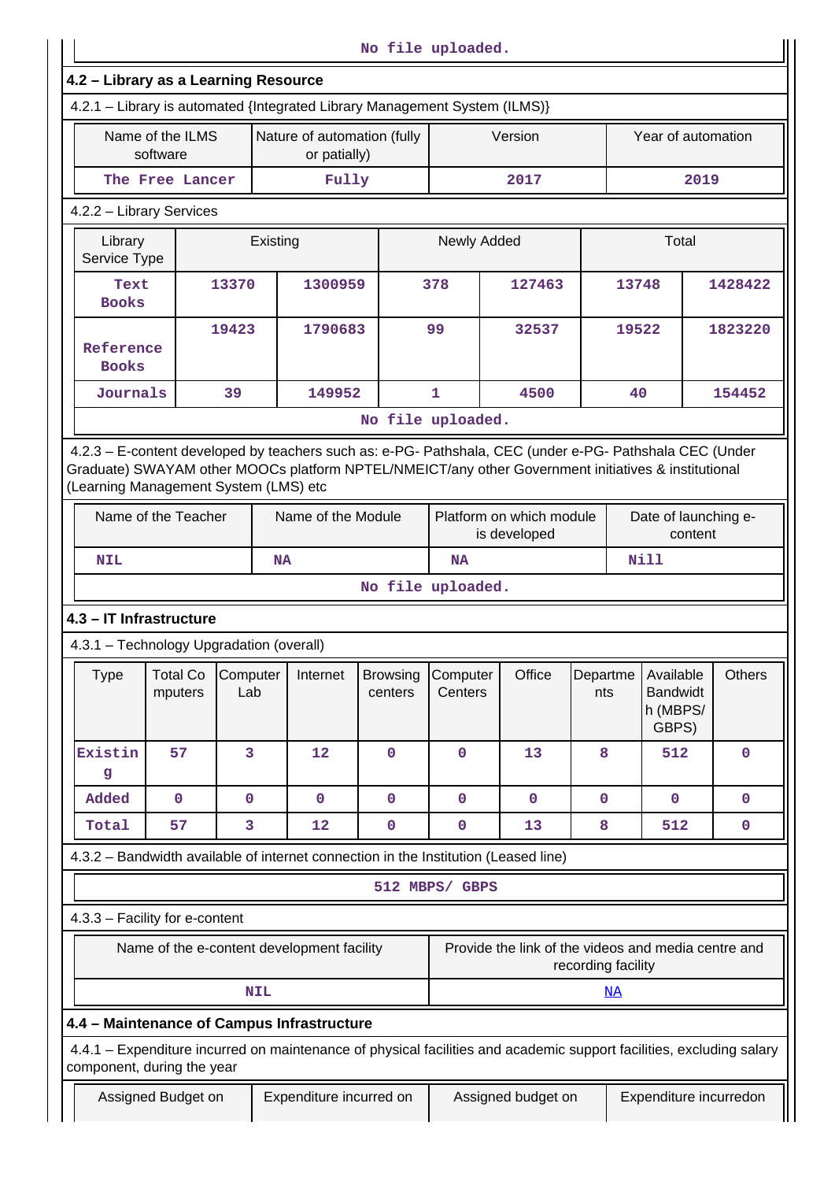No file uploaded.

**4.2 – Library as a Learning Resource**

4.2.1 – Library is automated {Integrated Library Management System (ILMS)}

| Name of the ILMS software | Nature of automation (fully or patially) | Version | Year of automation |
|---|---|---|---|
| The Free Lancer | Fully | 2017 | 2019 |

4.2.2 – Library Services

| Library Service Type | Existing | | Newly Added | | Total | |
|---|---|---|---|---|---|---|
| Text Books | 13370 | 1300959 | 378 | 127463 | 13748 | 1428422 |
| Reference Books | 19423 | 1790683 | 99 | 32537 | 19522 | 1823220 |
| Journals | 39 | 149952 | 1 | 4500 | 40 | 154452 |

No file uploaded.

4.2.3 – E-content developed by teachers such as: e-PG- Pathshala, CEC (under e-PG- Pathshala CEC (Under Graduate) SWAYAM other MOOCs platform NPTEL/NMEICT/any other Government initiatives & institutional (Learning Management System (LMS) etc

| Name of the Teacher | Name of the Module | Platform on which module is developed | Date of launching e-content |
|---|---|---|---|
| NIL | NA | NA | Nill |

No file uploaded.

**4.3 – IT Infrastructure**

4.3.1 – Technology Upgradation (overall)

| Type | Total Computers | Computer Lab | Internet | Browsing centers | Computer Centers | Office | Departments | Available Bandwidth (MBPS/ GBPS) | Others |
|---|---|---|---|---|---|---|---|---|---|
| Existing | 57 | 3 | 12 | 0 | 0 | 13 | 8 | 512 | 0 |
| Added | 0 | 0 | 0 | 0 | 0 | 0 | 0 | 0 | 0 |
| Total | 57 | 3 | 12 | 0 | 0 | 13 | 8 | 512 | 0 |

4.3.2 – Bandwidth available of internet connection in the Institution (Leased line)

512 MBPS/ GBPS

4.3.3 – Facility for e-content

| Name of the e-content development facility | Provide the link of the videos and media centre and recording facility |
|---|---|
| NIL | NA |

**4.4 – Maintenance of Campus Infrastructure**

4.4.1 – Expenditure incurred on maintenance of physical facilities and academic support facilities, excluding salary component, during the year

| Assigned Budget on | Expenditure incurred on | Assigned budget on | Expenditure incurredon |
|---|---|---|---|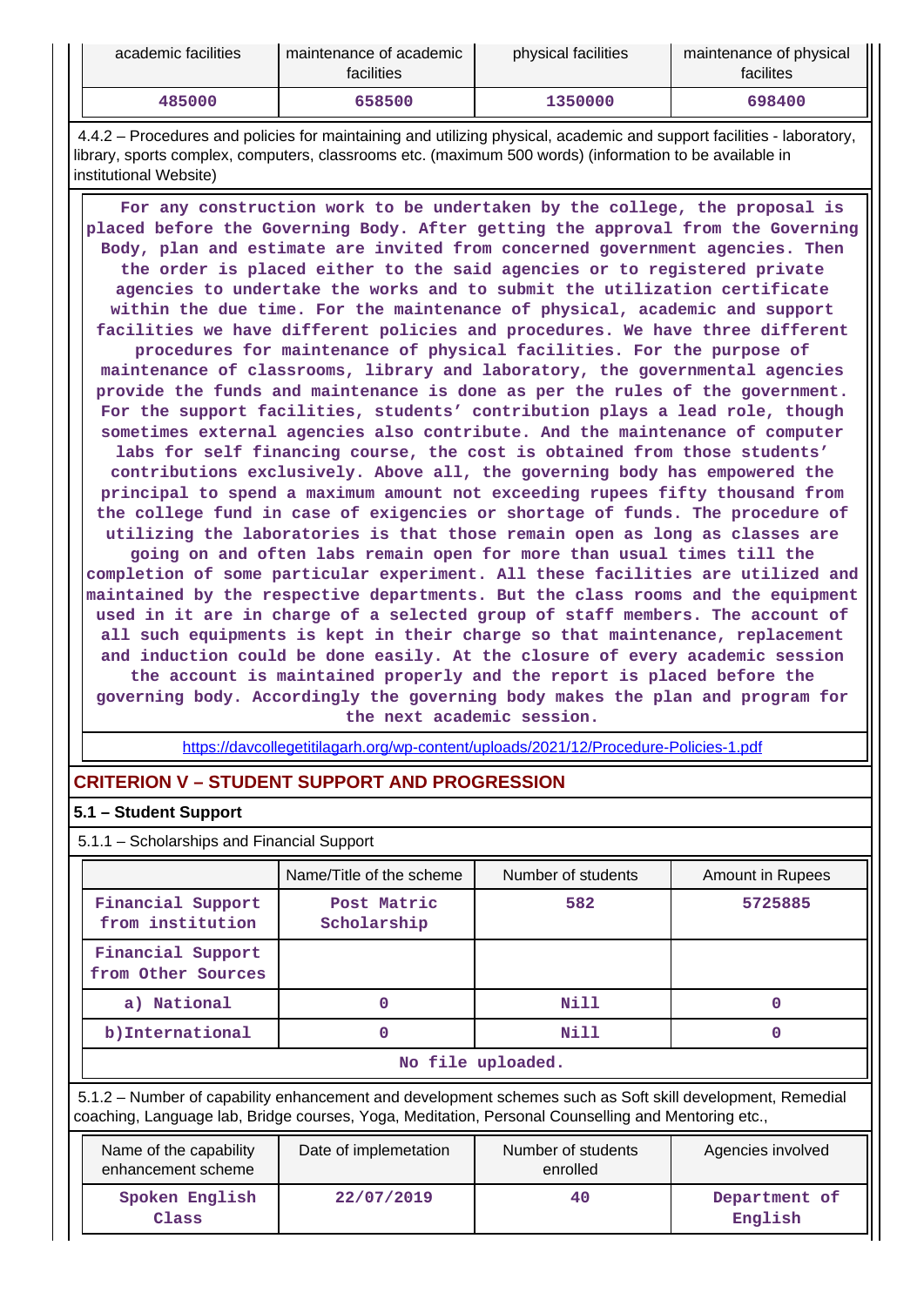| academic facilities | maintenance of academic facilities | physical facilities | maintenance of physical facilites |
|---|---|---|---|
| 485000 | 658500 | 1350000 | 698400 |

4.4.2 – Procedures and policies for maintaining and utilizing physical, academic and support facilities - laboratory, library, sports complex, computers, classrooms etc. (maximum 500 words) (information to be available in institutional Website)

For any construction work to be undertaken by the college, the proposal is placed before the Governing Body. After getting the approval from the Governing Body, plan and estimate are invited from concerned government agencies. Then the order is placed either to the said agencies or to registered private agencies to undertake the works and to submit the utilization certificate within the due time. For the maintenance of physical, academic and support facilities we have different policies and procedures. We have three different procedures for maintenance of physical facilities. For the purpose of maintenance of classrooms, library and laboratory, the governmental agencies provide the funds and maintenance is done as per the rules of the government. For the support facilities, students' contribution plays a lead role, though sometimes external agencies also contribute. And the maintenance of computer labs for self financing course, the cost is obtained from those students' contributions exclusively. Above all, the governing body has empowered the principal to spend a maximum amount not exceeding rupees fifty thousand from the college fund in case of exigencies or shortage of funds. The procedure of utilizing the laboratories is that those remain open as long as classes are going on and often labs remain open for more than usual times till the completion of some particular experiment. All these facilities are utilized and maintained by the respective departments. But the class rooms and the equipment used in it are in charge of a selected group of staff members. The account of all such equipments is kept in their charge so that maintenance, replacement and induction could be done easily. At the closure of every academic session the account is maintained properly and the report is placed before the governing body. Accordingly the governing body makes the plan and program for the next academic session.

https://davcollegetitilagarh.org/wp-content/uploads/2021/12/Procedure-Policies-1.pdf

## CRITERION V – STUDENT SUPPORT AND PROGRESSION

### 5.1 – Student Support

5.1.1 – Scholarships and Financial Support

| | Name/Title of the scheme | Number of students | Amount in Rupees |
|---|---|---|---|
| Financial Support from institution | Post Matric Scholarship | 582 | 5725885 |
| Financial Support from Other Sources | | | |
| a) National | 0 | Nill | 0 |
| b)International | 0 | Nill | 0 |
| No file uploaded. | | | |

5.1.2 – Number of capability enhancement and development schemes such as Soft skill development, Remedial coaching, Language lab, Bridge courses, Yoga, Meditation, Personal Counselling and Mentoring etc.,

| Name of the capability enhancement scheme | Date of implemetation | Number of students enrolled | Agencies involved |
|---|---|---|---|
| Spoken English Class | 22/07/2019 | 40 | Department of English |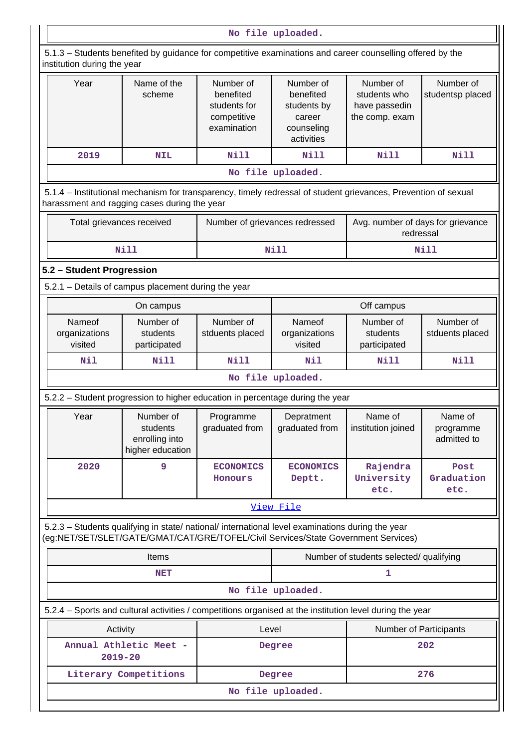No file uploaded.

5.1.3 – Students benefited by guidance for competitive examinations and career counselling offered by the institution during the year

| Year | Name of the scheme | Number of benefited students for competitive examination | Number of benefited students by career counseling activities | Number of students who have passedin the comp. exam | Number of studentsp placed |
|---|---|---|---|---|---|
| 2019 | NIL | Nill | Nill | Nill | Nill |

No file uploaded.

5.1.4 – Institutional mechanism for transparency, timely redressal of student grievances, Prevention of sexual harassment and ragging cases during the year

| Total grievances received | Number of grievances redressed | Avg. number of days for grievance redressal |
|---|---|---|
| Nill | Nill | Nill |

**5.2 – Student Progression**

5.2.1 – Details of campus placement during the year

| On campus | | | Off campus | | |
|---|---|---|---|---|---|
| Nameof organizations visited | Number of students participated | Number of stduents placed | Nameof organizations visited | Number of students participated | Number of stduents placed |
| Nil | Nill | Nill | Nil | Nill | Nill |

No file uploaded.

5.2.2 – Student progression to higher education in percentage during the year

| Year | Number of students enrolling into higher education | Programme graduated from | Depratment graduated from | Name of institution joined | Name of programme admitted to |
|---|---|---|---|---|---|
| 2020 | 9 | ECONOMICS Honours | ECONOMICS Deptt. | Rajendra University etc. | Post Graduation etc. |

View File

5.2.3 – Students qualifying in state/ national/ international level examinations during the year (eg:NET/SET/SLET/GATE/GMAT/CAT/GRE/TOFEL/Civil Services/State Government Services)

| Items | Number of students selected/ qualifying |
|---|---|
| NET | 1 |

No file uploaded.

5.2.4 – Sports and cultural activities / competitions organised at the institution level during the year

| Activity | Level | Number of Participants |
|---|---|---|
| Annual Athletic Meet - 2019-20 | Degree | 202 |
| Literary Competitions | Degree | 276 |

No file uploaded.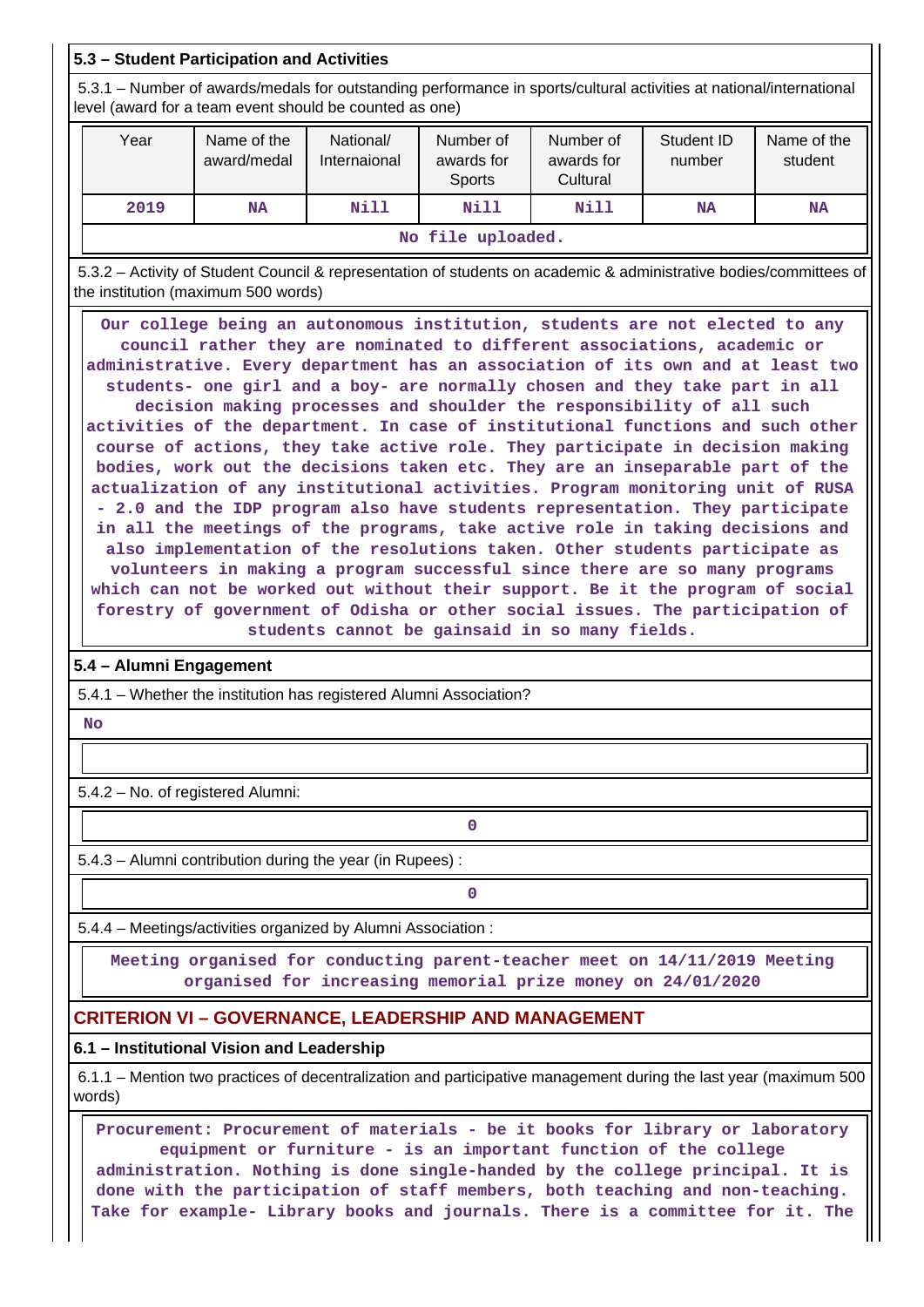### 5.3 – Student Participation and Activities

5.3.1 – Number of awards/medals for outstanding performance in sports/cultural activities at national/international level (award for a team event should be counted as one)

| Year | Name of the award/medal | National/ Internaional | Number of awards for Sports | Number of awards for Cultural | Student ID number | Name of the student |
|---|---|---|---|---|---|---|
| 2019 | NA | Nill | Nill | Nill | NA | NA |

No file uploaded.

5.3.2 – Activity of Student Council & representation of students on academic & administrative bodies/committees of the institution (maximum 500 words)

**Our college being an autonomous institution, students are not elected to any council rather they are nominated to different associations, academic or administrative. Every department has an association of its own and at least two students- one girl and a boy- are normally chosen and they take part in all decision making processes and shoulder the responsibility of all such activities of the department. In case of institutional functions and such other course of actions, they take active role. They participate in decision making bodies, work out the decisions taken etc. They are an inseparable part of the actualization of any institutional activities. Program monitoring unit of RUSA - 2.0 and the IDP program also have students representation. They participate in all the meetings of the programs, take active role in taking decisions and also implementation of the resolutions taken. Other students participate as volunteers in making a program successful since there are so many programs which can not be worked out without their support. Be it the program of social forestry of government of Odisha or other social issues. The participation of students cannot be gainsaid in so many fields.**

### 5.4 – Alumni Engagement

5.4.1 – Whether the institution has registered Alumni Association?

**No**

5.4.2 – No. of registered Alumni:

**0**

5.4.3 – Alumni contribution during the year (in Rupees) :

**0**

5.4.4 – Meetings/activities organized by Alumni Association :

**Meeting organised for conducting parent-teacher meet on 14/11/2019 Meeting organised for increasing memorial prize money on 24/01/2020**

## CRITERION VI – GOVERNANCE, LEADERSHIP AND MANAGEMENT

### 6.1 – Institutional Vision and Leadership

6.1.1 – Mention two practices of decentralization and participative management during the last year (maximum 500 words)

**Procurement: Procurement of materials - be it books for library or laboratory equipment or furniture - is an important function of the college administration. Nothing is done single-handed by the college principal. It is done with the participation of staff members, both teaching and non-teaching. Take for example- Library books and journals. There is a committee for it. The**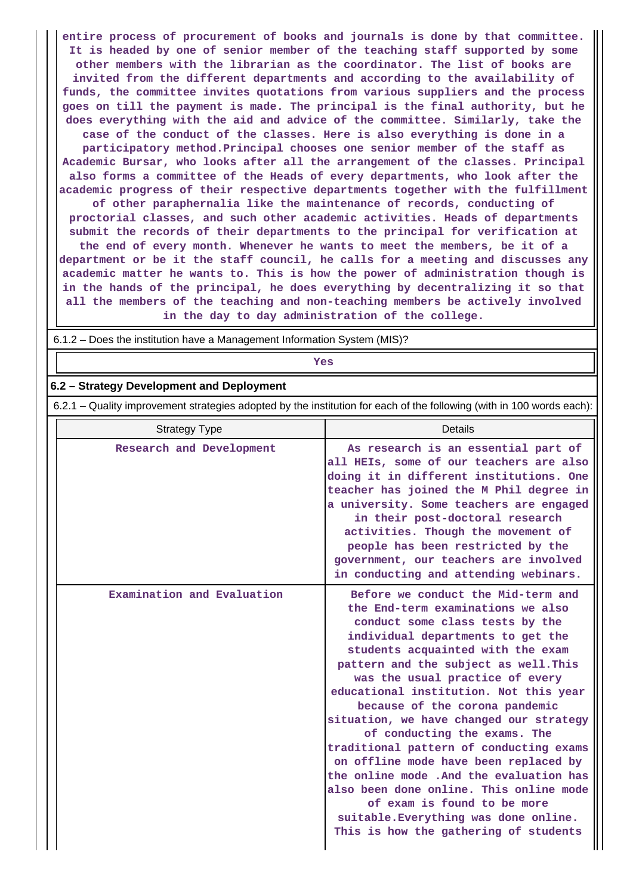entire process of procurement of books and journals is done by that committee. It is headed by one of senior member of the teaching staff supported by some other members with the librarian as the coordinator. The list of books are invited from the different departments and according to the availability of funds, the committee invites quotations from various suppliers and the process goes on till the payment is made. The principal is the final authority, but he does everything with the aid and advice of the committee. Similarly, take the case of the conduct of the classes. Here is also everything is done in a participatory method.Principal chooses one senior member of the staff as Academic Bursar, who looks after all the arrangement of the classes. Principal also forms a committee of the Heads of every departments, who look after the academic progress of their respective departments together with the fulfillment of other paraphernalia like the maintenance of records, conducting of proctorial classes, and such other academic activities. Heads of departments submit the records of their departments to the principal for verification at the end of every month. Whenever he wants to meet the members, be it of a department or be it the staff council, he calls for a meeting and discusses any academic matter he wants to. This is how the power of administration though is in the hands of the principal, he does everything by decentralizing it so that all the members of the teaching and non-teaching members be actively involved in the day to day administration of the college.

6.1.2 – Does the institution have a Management Information System (MIS)?

| |
|---|
| Yes |

**6.2 – Strategy Development and Deployment**

6.2.1 – Quality improvement strategies adopted by the institution for each of the following (with in 100 words each):

| Strategy Type | Details |
|---|---|
| Research and Development | As research is an essential part of all HEIs, some of our teachers are also doing it in different institutions. One teacher has joined the M Phil degree in a university. Some teachers are engaged in their post-doctoral research activities. Though the movement of people has been restricted by the government, our teachers are involved in conducting and attending webinars. |
| Examination and Evaluation | Before we conduct the Mid-term and the End-term examinations we also conduct some class tests by the individual departments to get the students acquainted with the exam pattern and the subject as well.This was the usual practice of every educational institution. Not this year because of the corona pandemic situation, we have changed our strategy of conducting the exams. The traditional pattern of conducting exams on offline mode have been replaced by the online mode .And the evaluation has also been done online. This online mode of exam is found to be more suitable.Everything was done online. This is how the gathering of students |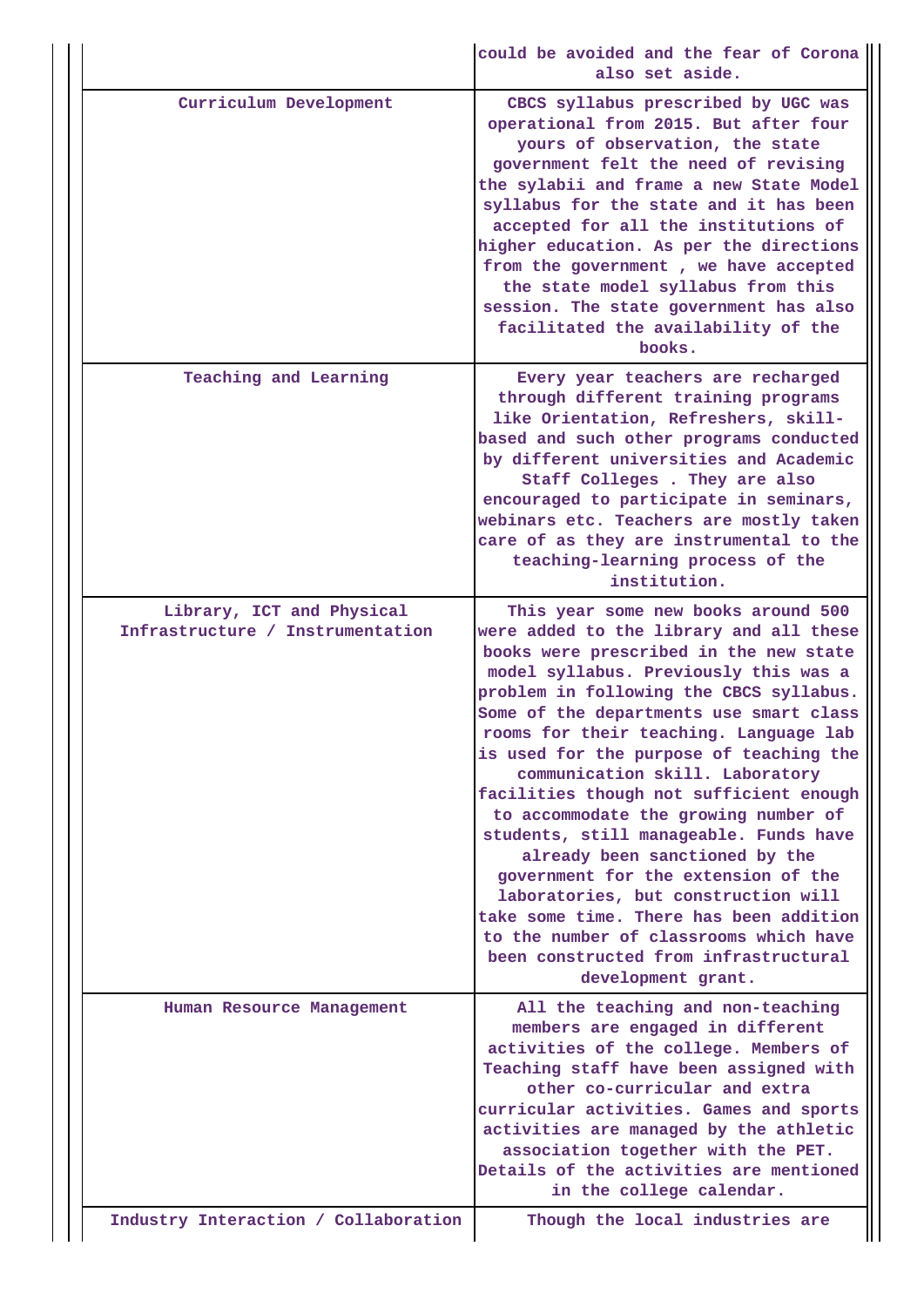| | |
|---|---|
| | could be avoided and the fear of Corona also set aside. |
| Curriculum Development | CBCS syllabus prescribed by UGC was operational from 2015. But after four yours of observation, the state government felt the need of revising the sylabii and frame a new State Model syllabus for the state and it has been accepted for all the institutions of higher education. As per the directions from the government , we have accepted the state model syllabus from this session. The state government has also facilitated the availability of the books. |
| Teaching and Learning | Every year teachers are recharged through different training programs like Orientation, Refreshers, skill-based and such other programs conducted by different universities and Academic Staff Colleges . They are also encouraged to participate in seminars, webinars etc. Teachers are mostly taken care of as they are instrumental to the teaching-learning process of the institution. |
| Library, ICT and Physical Infrastructure / Instrumentation | This year some new books around 500 were added to the library and all these books were prescribed in the new state model syllabus. Previously this was a problem in following the CBCS syllabus. Some of the departments use smart class rooms for their teaching. Language lab is used for the purpose of teaching the communication skill. Laboratory facilities though not sufficient enough to accommodate the growing number of students, still manageable. Funds have already been sanctioned by the government for the extension of the laboratories, but construction will take some time. There has been addition to the number of classrooms which have been constructed from infrastructural development grant. |
| Human Resource Management | All the teaching and non-teaching members are engaged in different activities of the college. Members of Teaching staff have been assigned with other co-curricular and extra curricular activities. Games and sports activities are managed by the athletic association together with the PET. Details of the activities are mentioned in the college calendar. |
| Industry Interaction / Collaboration | Though the local industries are |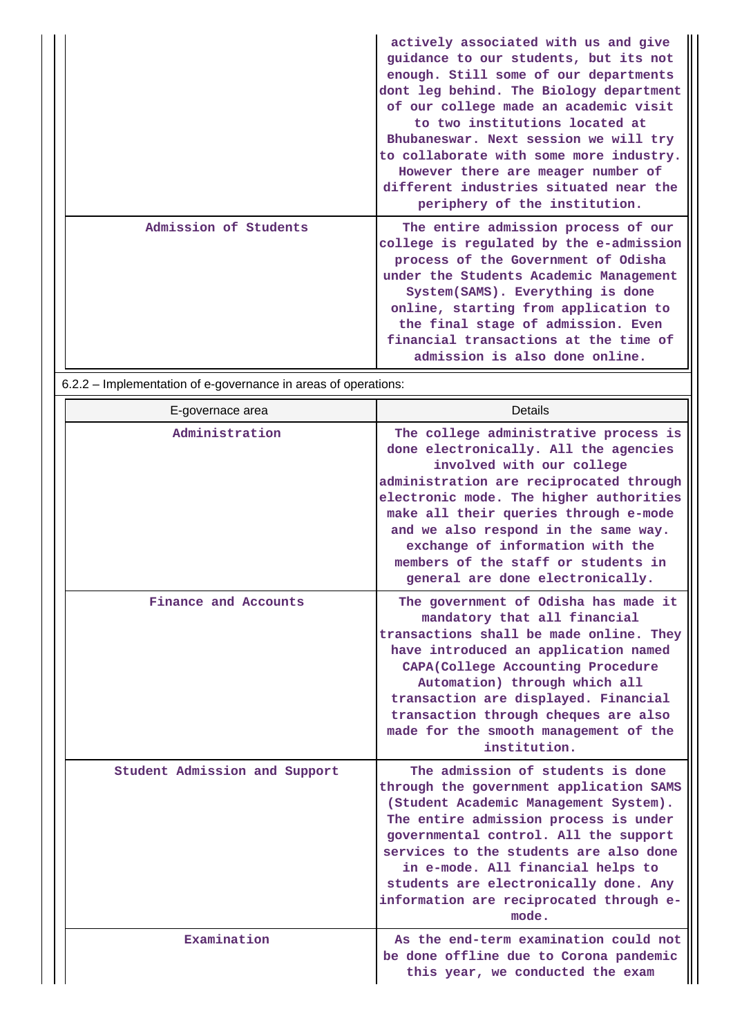| | |
|---|---|
| | actively associated with us and give guidance to our students, but its not enough. Still some of our departments dont leg behind. The Biology department of our college made an academic visit to two institutions located at Bhubaneswar. Next session we will try to collaborate with some more industry. However there are meager number of different industries situated near the periphery of the institution. |
| Admission of Students | The entire admission process of our college is regulated by the e-admission process of the Government of Odisha under the Students Academic Management System(SAMS). Everything is done online, starting from application to the final stage of admission. Even financial transactions at the time of admission is also done online. |

6.2.2 – Implementation of e-governance in areas of operations:

| E-governace area | Details |
|---|---|
| Administration | The college administrative process is done electronically. All the agencies involved with our college administration are reciprocated through electronic mode. The higher authorities make all their queries through e-mode and we also respond in the same way. exchange of information with the members of the staff or students in general are done electronically. |
| Finance and Accounts | The government of Odisha has made it mandatory that all financial transactions shall be made online. They have introduced an application named CAPA(College Accounting Procedure Automation) through which all transaction are displayed. Financial transaction through cheques are also made for the smooth management of the institution. |
| Student Admission and Support | The admission of students is done through the government application SAMS (Student Academic Management System). The entire admission process is under governmental control. All the support services to the students are also done in e-mode. All financial helps to students are electronically done. Any information are reciprocated through e-mode. |
| Examination | As the end-term examination could not be done offline due to Corona pandemic this year, we conducted the exam |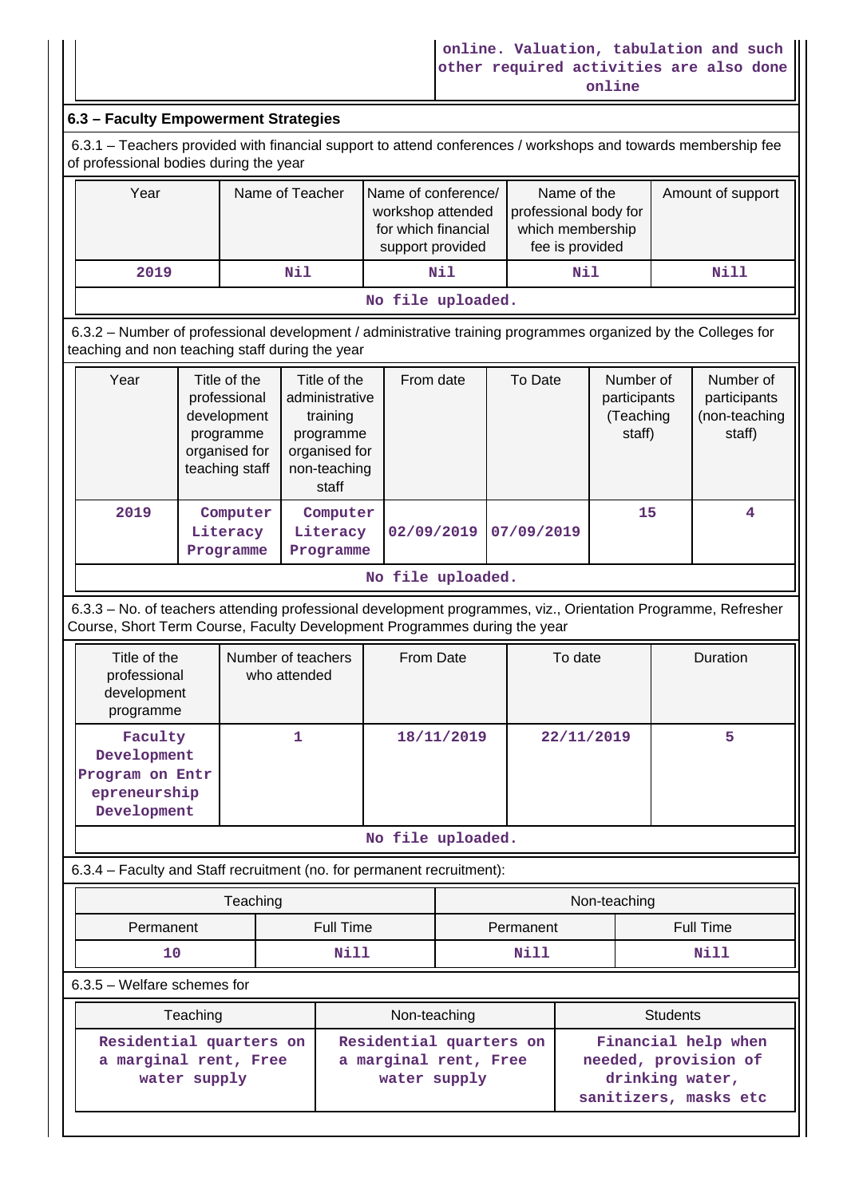| | |
|---|---|
| | online. Valuation, tabulation and such other required activities are also done online |

### 6.3 – Faculty Empowerment Strategies

6.3.1 – Teachers provided with financial support to attend conferences / workshops and towards membership fee of professional bodies during the year

| Year | Name of Teacher | Name of conference/ workshop attended for which financial support provided | Name of the professional body for which membership fee is provided | Amount of support |
|---|---|---|---|---|
| 2019 | Nil | Nil | Nil | Nill |

No file uploaded.

6.3.2 – Number of professional development / administrative training programmes organized by the Colleges for teaching and non teaching staff during the year

| Year | Title of the professional development programme organised for teaching staff | Title of the administrative training programme organised for non-teaching staff | From date | To Date | Number of participants (Teaching staff) | Number of participants (non-teaching staff) |
|---|---|---|---|---|---|---|
| 2019 | Computer Literacy Programme | Computer Literacy Programme | 02/09/2019 | 07/09/2019 | 15 | 4 |

No file uploaded.

6.3.3 – No. of teachers attending professional development programmes, viz., Orientation Programme, Refresher Course, Short Term Course, Faculty Development Programmes during the year

| Title of the professional development programme | Number of teachers who attended | From Date | To date | Duration |
|---|---|---|---|---|
| Faculty Development Program on Entrepreneurship Development | 1 | 18/11/2019 | 22/11/2019 | 5 |

No file uploaded.

6.3.4 – Faculty and Staff recruitment (no. for permanent recruitment):

| Teaching | | Non-teaching | |
|---|---|---|---|
| Permanent | Full Time | Permanent | Full Time |
| 10 | Nill | Nill | Nill |

6.3.5 – Welfare schemes for

| Teaching | Non-teaching | Students |
|---|---|---|
| Residential quarters on a marginal rent, Free water supply | Residential quarters on a marginal rent, Free water supply | Financial help when needed, provision of drinking water, sanitizers, masks etc |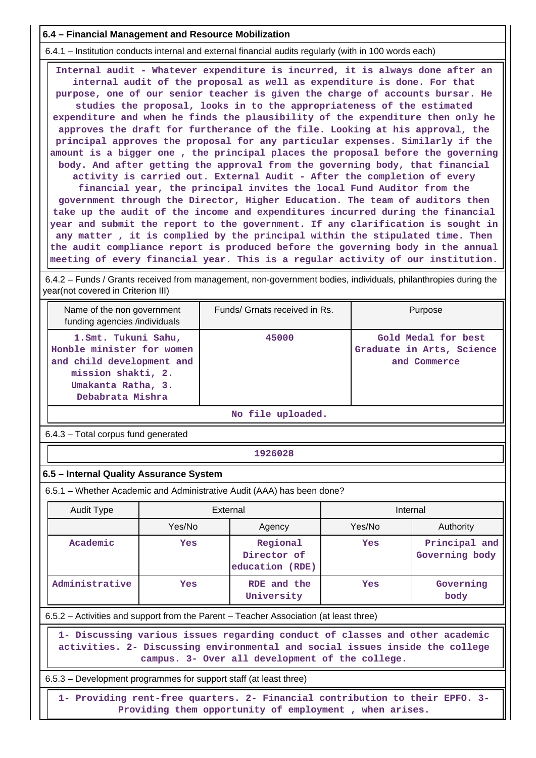### 6.4 – Financial Management and Resource Mobilization

6.4.1 – Institution conducts internal and external financial audits regularly (with in 100 words each)

Internal audit - Whatever expenditure is incurred, it is always done after an internal audit of the proposal as well as expenditure is done. For that purpose, one of our senior teacher is given the charge of accounts bursar. He studies the proposal, looks in to the appropriateness of the estimated expenditure and when he finds the plausibility of the expenditure then only he approves the draft for furtherance of the file. Looking at his approval, the principal approves the proposal for any particular expenses. Similarly if the amount is a bigger one , the principal places the proposal before the governing body. And after getting the approval from the governing body, that financial activity is carried out. External Audit - After the completion of every financial year, the principal invites the local Fund Auditor from the government through the Director, Higher Education. The team of auditors then take up the audit of the income and expenditures incurred during the financial year and submit the report to the government. If any clarification is sought in any matter , it is complied by the principal within the stipulated time. Then the audit compliance report is produced before the governing body in the annual meeting of every financial year. This is a regular activity of our institution.

6.4.2 – Funds / Grants received from management, non-government bodies, individuals, philanthropies during the year(not covered in Criterion III)

| Name of the non government funding agencies /individuals | Funds/ Grnats received in Rs. | Purpose |
|---|---|---|
| 1.Smt. Tukuni Sahu, Honble minister for women and child development and mission shakti, 2. Umakanta Ratha, 3. Debabrata Mishra | 45000 | Gold Medal for best Graduate in Arts, Science and Commerce |

No file uploaded.

6.4.3 – Total corpus fund generated

1926028

### 6.5 – Internal Quality Assurance System

6.5.1 – Whether Academic and Administrative Audit (AAA) has been done?

| Audit Type | External | | Internal | |
|---|---|---|---|---|
| | Yes/No | Agency | Yes/No | Authority |
| Academic | Yes | Regional Director of education (RDE) | Yes | Principal and Governing body |
| Administrative | Yes | RDE and the University | Yes | Governing body |

6.5.2 – Activities and support from the Parent – Teacher Association (at least three)

1- Discussing various issues regarding conduct of classes and other academic activities. 2- Discussing environmental and social issues inside the college campus. 3- Over all development of the college.

6.5.3 – Development programmes for support staff (at least three)

1- Providing rent-free quarters. 2- Financial contribution to their EPFO. 3- Providing them opportunity of employment , when arises.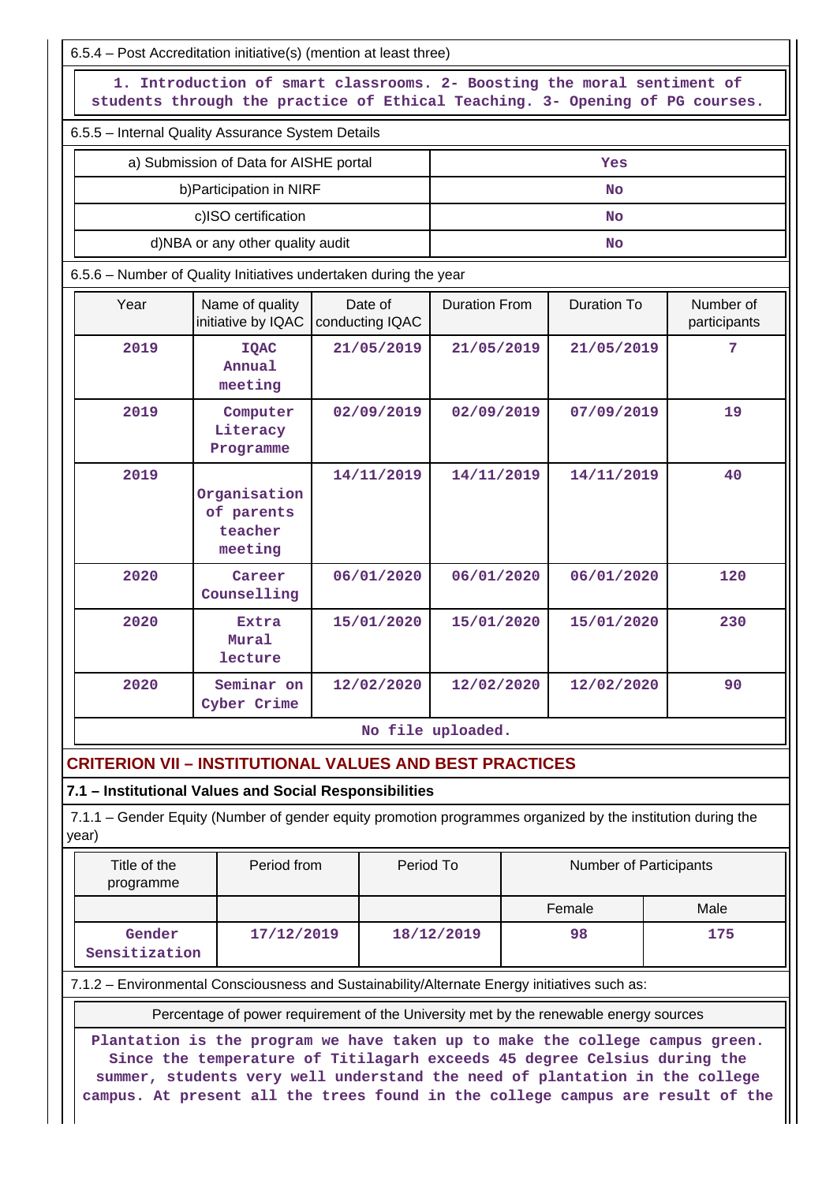6.5.4 – Post Accreditation initiative(s) (mention at least three)

1. Introduction of smart classrooms. 2- Boosting the moral sentiment of students through the practice of Ethical Teaching. 3- Opening of PG courses.

6.5.5 – Internal Quality Assurance System Details

| | |
|---|---|
| a) Submission of Data for AISHE portal | Yes |
| b)Participation in NIRF | No |
| c)ISO certification | No |
| d)NBA or any other quality audit | No |

6.5.6 – Number of Quality Initiatives undertaken during the year

| Year | Name of quality initiative by IQAC | Date of conducting IQAC | Duration From | Duration To | Number of participants |
|---|---|---|---|---|---|
| 2019 | IQAC Annual meeting | 21/05/2019 | 21/05/2019 | 21/05/2019 | 7 |
| 2019 | Computer Literacy Programme | 02/09/2019 | 02/09/2019 | 07/09/2019 | 19 |
| 2019 | Organisation of parents teacher meeting | 14/11/2019 | 14/11/2019 | 14/11/2019 | 40 |
| 2020 | Career Counselling | 06/01/2020 | 06/01/2020 | 06/01/2020 | 120 |
| 2020 | Extra Mural lecture | 15/01/2020 | 15/01/2020 | 15/01/2020 | 230 |
| 2020 | Seminar on Cyber Crime | 12/02/2020 | 12/02/2020 | 12/02/2020 | 90 |

No file uploaded.

## CRITERION VII – INSTITUTIONAL VALUES AND BEST PRACTICES

### 7.1 – Institutional Values and Social Responsibilities

7.1.1 – Gender Equity (Number of gender equity promotion programmes organized by the institution during the year)

| Title of the programme | Period from | Period To | Number of Participants | |
|---|---|---|---|---|
| | | | Female | Male |
| Gender Sensitization | 17/12/2019 | 18/12/2019 | 98 | 175 |

7.1.2 – Environmental Consciousness and Sustainability/Alternate Energy initiatives such as:

Percentage of power requirement of the University met by the renewable energy sources

Plantation is the program we have taken up to make the college campus green. Since the temperature of Titilagarh exceeds 45 degree Celsius during the summer, students very well understand the need of plantation in the college campus. At present all the trees found in the college campus are result of the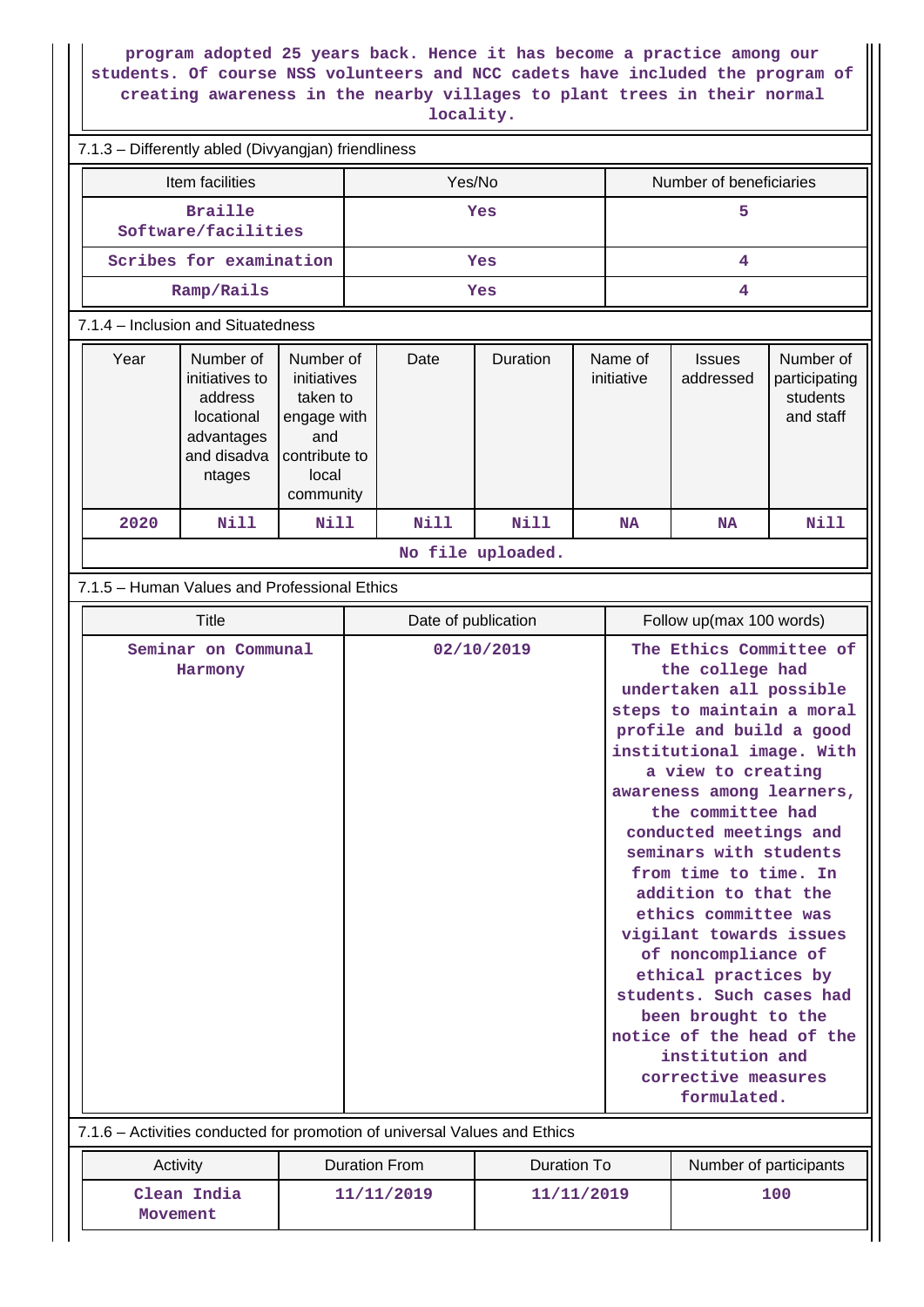program adopted 25 years back. Hence it has become a practice among our students. Of course NSS volunteers and NCC cadets have included the program of creating awareness in the nearby villages to plant trees in their normal locality.

7.1.3 – Differently abled (Divyangjan) friendliness

| Item facilities | Yes/No | Number of beneficiaries |
|---|---|---|
| Braille Software/facilities | Yes | 5 |
| Scribes for examination | Yes | 4 |
| Ramp/Rails | Yes | 4 |

7.1.4 – Inclusion and Situatedness

| Year | Number of initiatives to address locational advantages and disadvantages | Number of initiatives taken to engage with and contribute to local community | Date | Duration | Name of initiative | Issues addressed | Number of participating students and staff |
|---|---|---|---|---|---|---|---|
| 2020 | Nill | Nill | Nill | Nill | NA | NA | Nill |

No file uploaded.

7.1.5 – Human Values and Professional Ethics

| Title | Date of publication | Follow up(max 100 words) |
|---|---|---|
| Seminar on Communal Harmony | 02/10/2019 | The Ethics Committee of the college had undertaken all possible steps to maintain a moral profile and build a good institutional image. With a view to creating awareness among learners, the committee had conducted meetings and seminars with students from time to time. In addition to that the ethics committee was vigilant towards issues of noncompliance of ethical practices by students. Such cases had been brought to the notice of the head of the institution and corrective measures formulated. |

7.1.6 – Activities conducted for promotion of universal Values and Ethics

| Activity | Duration From | Duration To | Number of participants |
|---|---|---|---|
| Clean India Movement | 11/11/2019 | 11/11/2019 | 100 |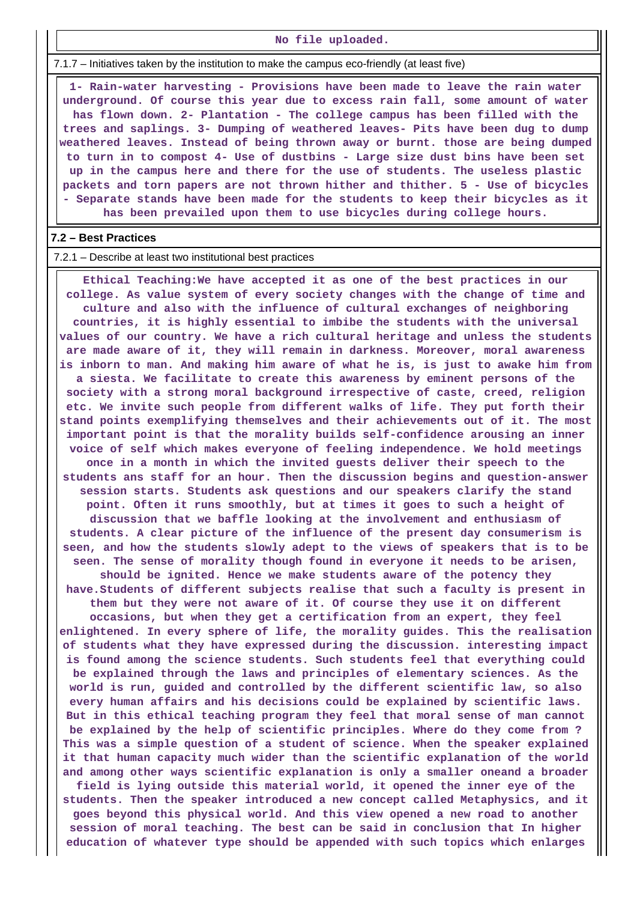No file uploaded.

7.1.7 – Initiatives taken by the institution to make the campus eco-friendly (at least five)

**1- Rain-water harvesting - Provisions have been made to leave the rain water underground. Of course this year due to excess rain fall, some amount of water has flown down. 2- Plantation - The college campus has been filled with the trees and saplings. 3- Dumping of weathered leaves- Pits have been dug to dump weathered leaves. Instead of being thrown away or burnt. those are being dumped to turn in to compost 4- Use of dustbins - Large size dust bins have been set up in the campus here and there for the use of students. The useless plastic packets and torn papers are not thrown hither and thither. 5 - Use of bicycles - Separate stands have been made for the students to keep their bicycles as it has been prevailed upon them to use bicycles during college hours.**

### 7.2 – Best Practices

7.2.1 – Describe at least two institutional best practices

**Ethical Teaching:We have accepted it as one of the best practices in our college. As value system of every society changes with the change of time and culture and also with the influence of cultural exchanges of neighboring countries, it is highly essential to imbibe the students with the universal values of our country. We have a rich cultural heritage and unless the students are made aware of it, they will remain in darkness. Moreover, moral awareness is inborn to man. And making him aware of what he is, is just to awake him from a siesta. We facilitate to create this awareness by eminent persons of the society with a strong moral background irrespective of caste, creed, religion etc. We invite such people from different walks of life. They put forth their stand points exemplifying themselves and their achievements out of it. The most important point is that the morality builds self-confidence arousing an inner voice of self which makes everyone of feeling independence. We hold meetings once in a month in which the invited guests deliver their speech to the students ans staff for an hour. Then the discussion begins and question-answer session starts. Students ask questions and our speakers clarify the stand point. Often it runs smoothly, but at times it goes to such a height of discussion that we baffle looking at the involvement and enthusiasm of students. A clear picture of the influence of the present day consumerism is seen, and how the students slowly adept to the views of speakers that is to be seen. The sense of morality though found in everyone it needs to be arisen, should be ignited. Hence we make students aware of the potency they have.Students of different subjects realise that such a faculty is present in them but they were not aware of it. Of course they use it on different occasions, but when they get a certification from an expert, they feel enlightened. In every sphere of life, the morality guides. This the realisation of students what they have expressed during the discussion. interesting impact is found among the science students. Such students feel that everything could be explained through the laws and principles of elementary sciences. As the world is run, guided and controlled by the different scientific law, so also every human affairs and his decisions could be explained by scientific laws. But in this ethical teaching program they feel that moral sense of man cannot be explained by the help of scientific principles. Where do they come from ? This was a simple question of a student of science. When the speaker explained it that human capacity much wider than the scientific explanation of the world and among other ways scientific explanation is only a smaller oneand a broader field is lying outside this material world, it opened the inner eye of the students. Then the speaker introduced a new concept called Metaphysics, and it goes beyond this physical world. And this view opened a new road to another session of moral teaching. The best can be said in conclusion that In higher education of whatever type should be appended with such topics which enlarges**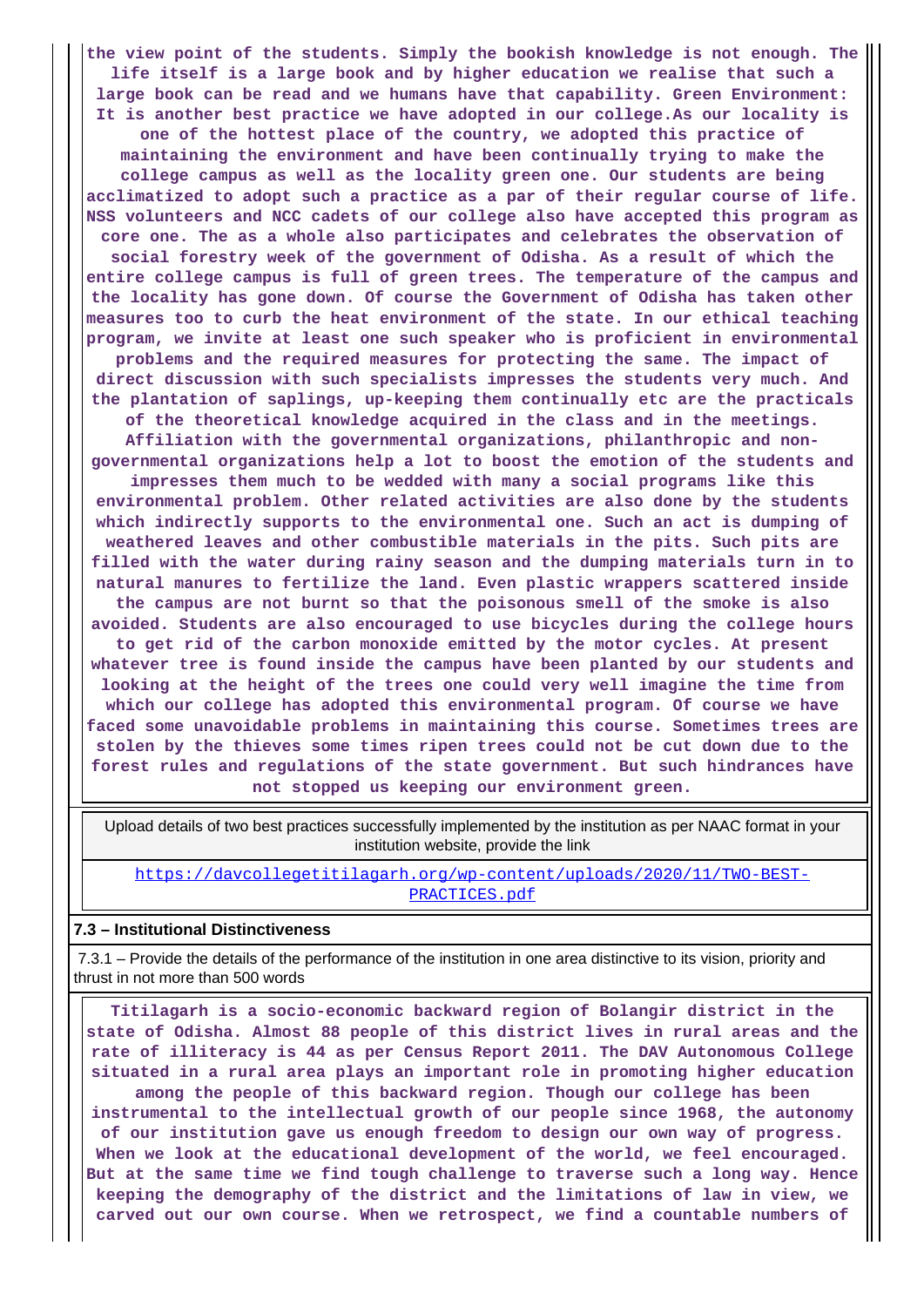the view point of the students. Simply the bookish knowledge is not enough. The life itself is a large book and by higher education we realise that such a large book can be read and we humans have that capability. Green Environment: It is another best practice we have adopted in our college.As our locality is one of the hottest place of the country, we adopted this practice of maintaining the environment and have been continually trying to make the college campus as well as the locality green one. Our students are being acclimatized to adopt such a practice as a par of their regular course of life. NSS volunteers and NCC cadets of our college also have accepted this program as core one. The as a whole also participates and celebrates the observation of social forestry week of the government of Odisha. As a result of which the entire college campus is full of green trees. The temperature of the campus and the locality has gone down. Of course the Government of Odisha has taken other measures too to curb the heat environment of the state. In our ethical teaching program, we invite at least one such speaker who is proficient in environmental problems and the required measures for protecting the same. The impact of direct discussion with such specialists impresses the students very much. And the plantation of saplings, up-keeping them continually etc are the practicals of the theoretical knowledge acquired in the class and in the meetings. Affiliation with the governmental organizations, philanthropic and non-governmental organizations help a lot to boost the emotion of the students and impresses them much to be wedded with many a social programs like this environmental problem. Other related activities are also done by the students which indirectly supports to the environmental one. Such an act is dumping of weathered leaves and other combustible materials in the pits. Such pits are filled with the water during rainy season and the dumping materials turn in to natural manures to fertilize the land. Even plastic wrappers scattered inside the campus are not burnt so that the poisonous smell of the smoke is also avoided. Students are also encouraged to use bicycles during the college hours to get rid of the carbon monoxide emitted by the motor cycles. At present whatever tree is found inside the campus have been planted by our students and looking at the height of the trees one could very well imagine the time from which our college has adopted this environmental program. Of course we have faced some unavoidable problems in maintaining this course. Sometimes trees are stolen by the thieves some times ripen trees could not be cut down due to the forest rules and regulations of the state government. But such hindrances have not stopped us keeping our environment green.

Upload details of two best practices successfully implemented by the institution as per NAAC format in your institution website, provide the link

https://davcollegetitilagarh.org/wp-content/uploads/2020/11/TWO-BEST-PRACTICES.pdf

**7.3 – Institutional Distinctiveness**

7.3.1 – Provide the details of the performance of the institution in one area distinctive to its vision, priority and thrust in not more than 500 words

Titilagarh is a socio-economic backward region of Bolangir district in the state of Odisha. Almost 88 people of this district lives in rural areas and the rate of illiteracy is 44 as per Census Report 2011. The DAV Autonomous College situated in a rural area plays an important role in promoting higher education among the people of this backward region. Though our college has been instrumental to the intellectual growth of our people since 1968, the autonomy of our institution gave us enough freedom to design our own way of progress. When we look at the educational development of the world, we feel encouraged. But at the same time we find tough challenge to traverse such a long way. Hence keeping the demography of the district and the limitations of law in view, we carved out our own course. When we retrospect, we find a countable numbers of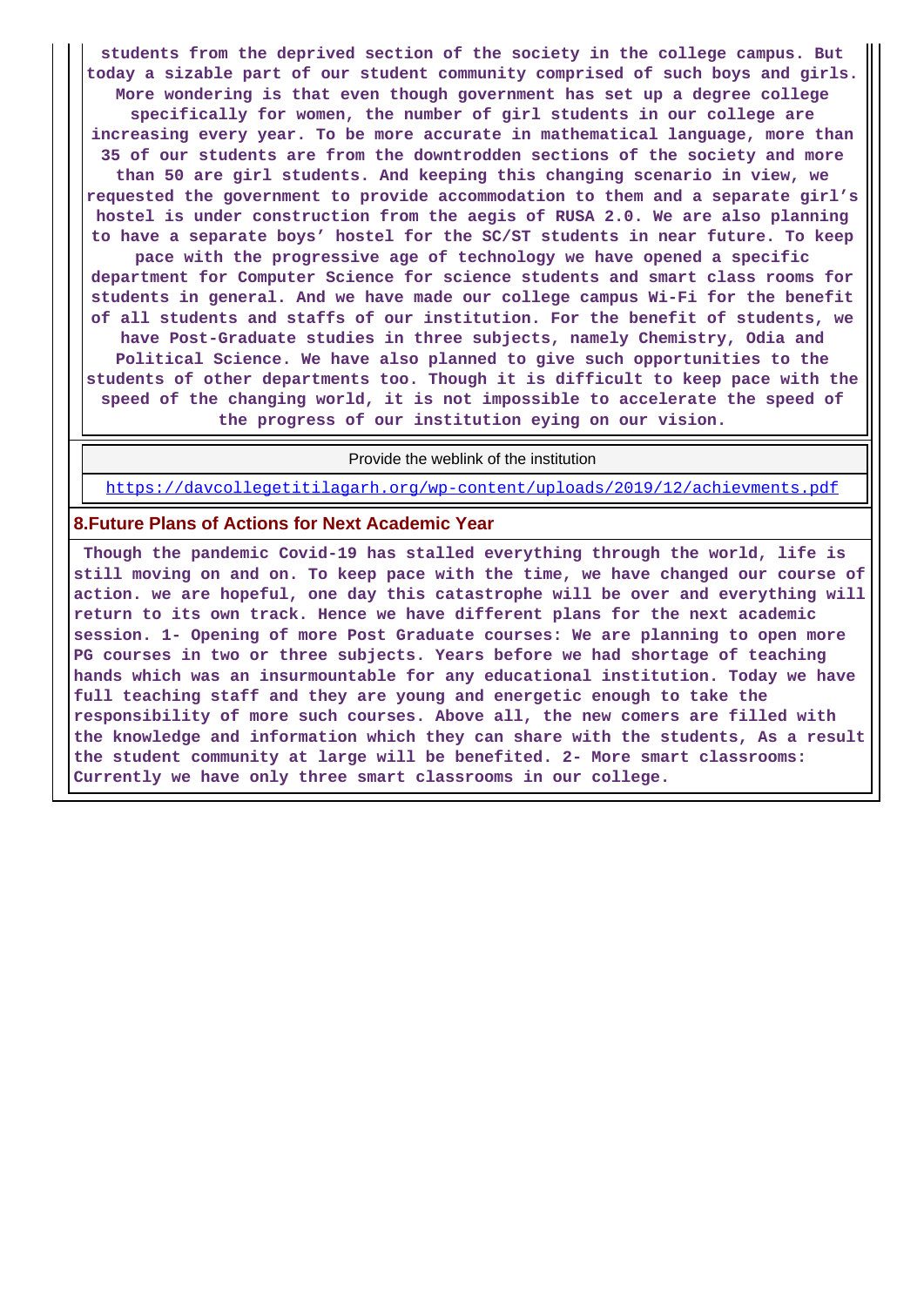students from the deprived section of the society in the college campus. But today a sizable part of our student community comprised of such boys and girls. More wondering is that even though government has set up a degree college specifically for women, the number of girl students in our college are increasing every year. To be more accurate in mathematical language, more than 35 of our students are from the downtrodden sections of the society and more than 50 are girl students. And keeping this changing scenario in view, we requested the government to provide accommodation to them and a separate girl's hostel is under construction from the aegis of RUSA 2.0. We are also planning to have a separate boys' hostel for the SC/ST students in near future. To keep pace with the progressive age of technology we have opened a specific department for Computer Science for science students and smart class rooms for students in general. And we have made our college campus Wi-Fi for the benefit of all students and staffs of our institution. For the benefit of students, we have Post-Graduate studies in three subjects, namely Chemistry, Odia and Political Science. We have also planned to give such opportunities to the students of other departments too. Though it is difficult to keep pace with the speed of the changing world, it is not impossible to accelerate the speed of the progress of our institution eying on our vision.

| Provide the weblink of the institution |
|---|
| https://davcollegetitilagarh.org/wp-content/uploads/2019/12/achievments.pdf |

## 8.Future Plans of Actions for Next Academic Year

Though the pandemic Covid-19 has stalled everything through the world, life is still moving on and on. To keep pace with the time, we have changed our course of action. we are hopeful, one day this catastrophe will be over and everything will return to its own track. Hence we have different plans for the next academic session. 1- Opening of more Post Graduate courses: We are planning to open more PG courses in two or three subjects. Years before we had shortage of teaching hands which was an insurmountable for any educational institution. Today we have full teaching staff and they are young and energetic enough to take the responsibility of more such courses. Above all, the new comers are filled with the knowledge and information which they can share with the students, As a result the student community at large will be benefited. 2- More smart classrooms: Currently we have only three smart classrooms in our college.